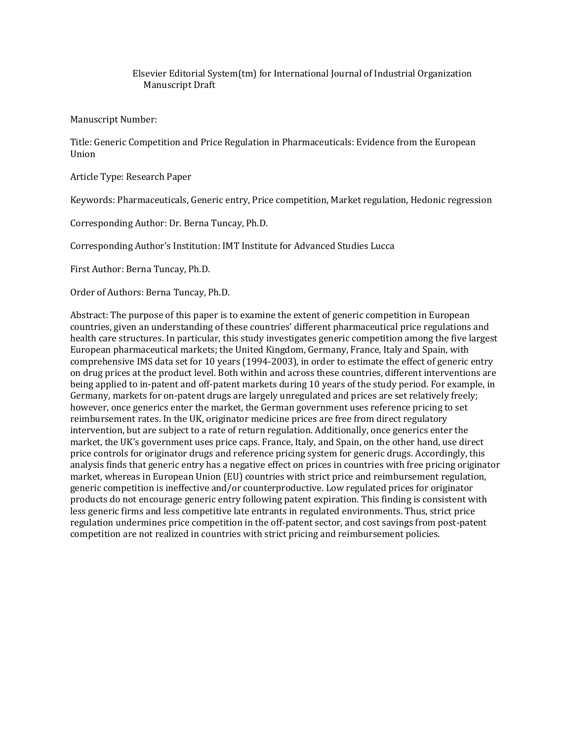Elsevier Editorial System(tm) for International Journal of Industrial Organization
Manuscript Draft

Manuscript Number:

Title: Generic Competition and Price Regulation in Pharmaceuticals: Evidence from the European Union

Article Type: Research Paper

Keywords: Pharmaceuticals, Generic entry, Price competition, Market regulation, Hedonic regression

Corresponding Author: Dr. Berna Tuncay, Ph.D.

Corresponding Author's Institution: IMT Institute for Advanced Studies Lucca

First Author: Berna Tuncay, Ph.D.

Order of Authors: Berna Tuncay, Ph.D.

Abstract: The purpose of this paper is to examine the extent of generic competition in European countries, given an understanding of these countries' different pharmaceutical price regulations and health care structures. In particular, this study investigates generic competition among the five largest European pharmaceutical markets; the United Kingdom, Germany, France, Italy and Spain, with comprehensive IMS data set for 10 years (1994-2003), in order to estimate the effect of generic entry on drug prices at the product level. Both within and across these countries, different interventions are being applied to in-patent and off-patent markets during 10 years of the study period. For example, in Germany, markets for on-patent drugs are largely unregulated and prices are set relatively freely; however, once generics enter the market, the German government uses reference pricing to set reimbursement rates. In the UK, originator medicine prices are free from direct regulatory intervention, but are subject to a rate of return regulation. Additionally, once generics enter the market, the UK's government uses price caps. France, Italy, and Spain, on the other hand, use direct price controls for originator drugs and reference pricing system for generic drugs. Accordingly, this analysis finds that generic entry has a negative effect on prices in countries with free pricing originator market, whereas in European Union (EU) countries with strict price and reimbursement regulation, generic competition is ineffective and/or counterproductive. Low regulated prices for originator products do not encourage generic entry following patent expiration. This finding is consistent with less generic firms and less competitive late entrants in regulated environments. Thus, strict price regulation undermines price competition in the off-patent sector, and cost savings from post-patent competition are not realized in countries with strict pricing and reimbursement policies.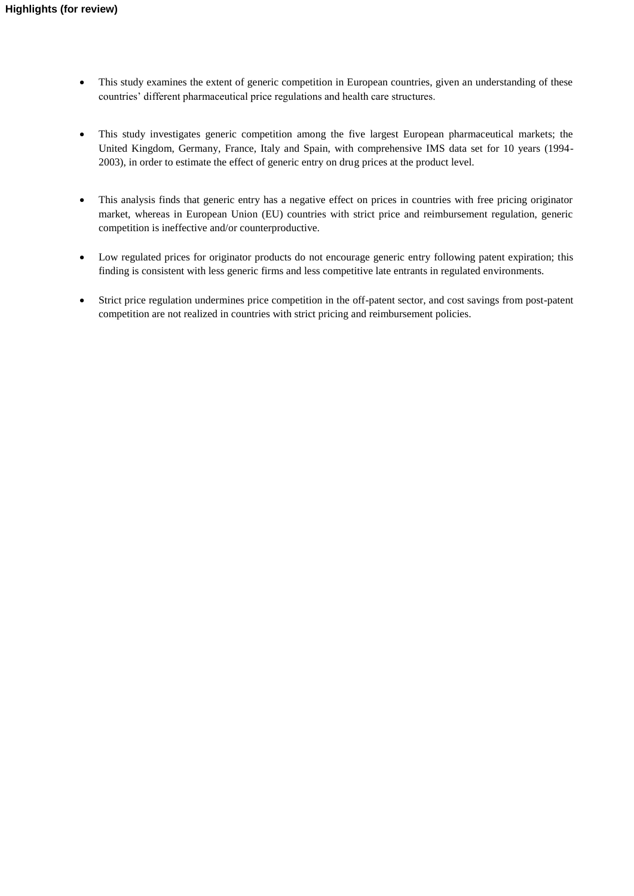**Highlights (for review)**

- This study examines the extent of generic competition in European countries, given an understanding of these countries' different pharmaceutical price regulations and health care structures.

- This study investigates generic competition among the five largest European pharmaceutical markets; the United Kingdom, Germany, France, Italy and Spain, with comprehensive IMS data set for 10 years (1994-2003), in order to estimate the effect of generic entry on drug prices at the product level.

- This analysis finds that generic entry has a negative effect on prices in countries with free pricing originator market, whereas in European Union (EU) countries with strict price and reimbursement regulation, generic competition is ineffective and/or counterproductive.

- Low regulated prices for originator products do not encourage generic entry following patent expiration; this finding is consistent with less generic firms and less competitive late entrants in regulated environments.

- Strict price regulation undermines price competition in the off-patent sector, and cost savings from post-patent competition are not realized in countries with strict pricing and reimbursement policies.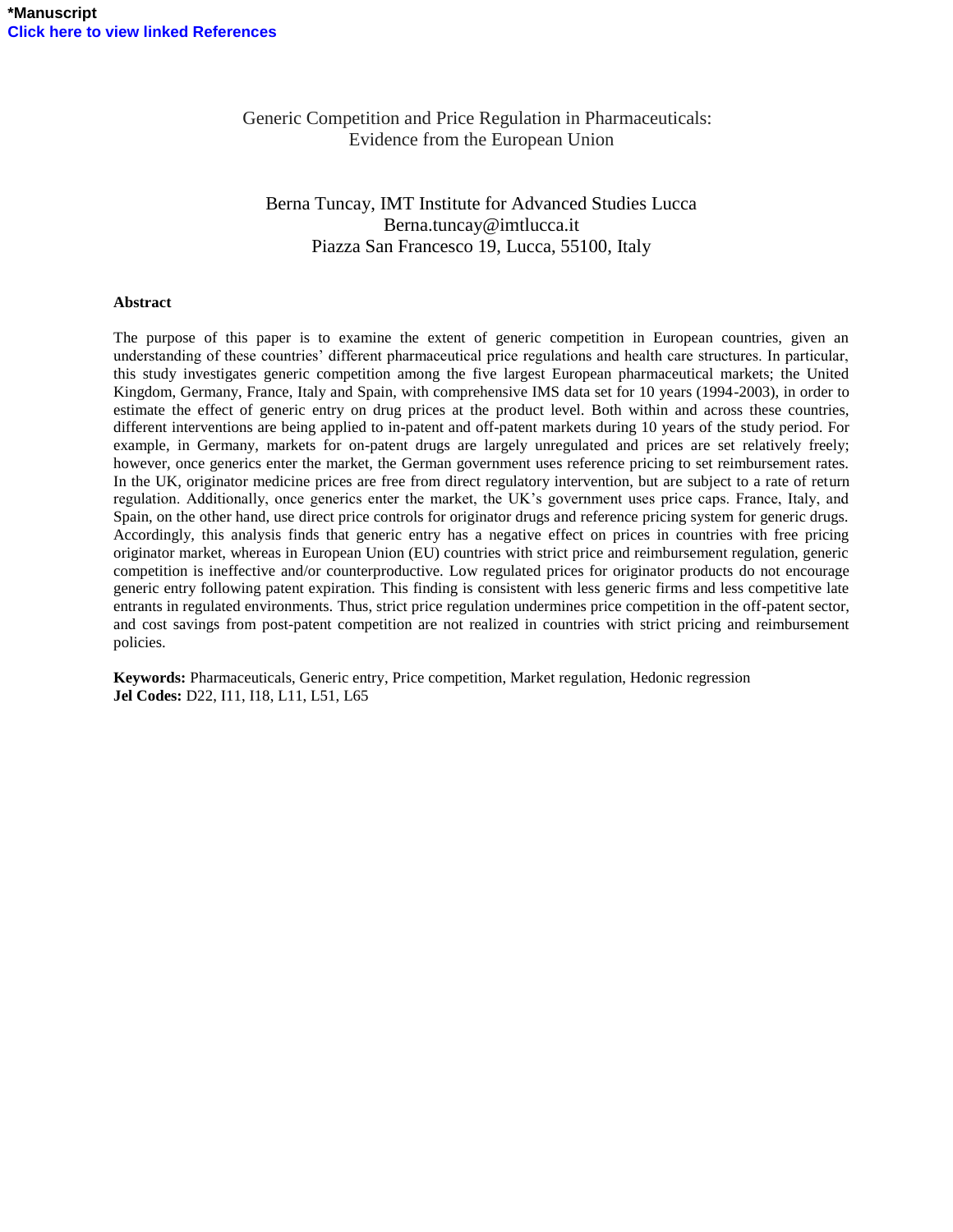# Generic Competition and Price Regulation in Pharmaceuticals: Evidence from the European Union

Berna Tuncay, IMT Institute for Advanced Studies Lucca
Berna.tuncay@imtlucca.it
Piazza San Francesco 19, Lucca, 55100, Italy

### Abstract

The purpose of this paper is to examine the extent of generic competition in European countries, given an understanding of these countries' different pharmaceutical price regulations and health care structures. In particular, this study investigates generic competition among the five largest European pharmaceutical markets; the United Kingdom, Germany, France, Italy and Spain, with comprehensive IMS data set for 10 years (1994-2003), in order to estimate the effect of generic entry on drug prices at the product level. Both within and across these countries, different interventions are being applied to in-patent and off-patent markets during 10 years of the study period. For example, in Germany, markets for on-patent drugs are largely unregulated and prices are set relatively freely; however, once generics enter the market, the German government uses reference pricing to set reimbursement rates. In the UK, originator medicine prices are free from direct regulatory intervention, but are subject to a rate of return regulation. Additionally, once generics enter the market, the UK's government uses price caps. France, Italy, and Spain, on the other hand, use direct price controls for originator drugs and reference pricing system for generic drugs. Accordingly, this analysis finds that generic entry has a negative effect on prices in countries with free pricing originator market, whereas in European Union (EU) countries with strict price and reimbursement regulation, generic competition is ineffective and/or counterproductive. Low regulated prices for originator products do not encourage generic entry following patent expiration. This finding is consistent with less generic firms and less competitive late entrants in regulated environments. Thus, strict price regulation undermines price competition in the off-patent sector, and cost savings from post-patent competition are not realized in countries with strict pricing and reimbursement policies.

**Keywords:** Pharmaceuticals, Generic entry, Price competition, Market regulation, Hedonic regression
**Jel Codes:** D22, I11, I18, L11, L51, L65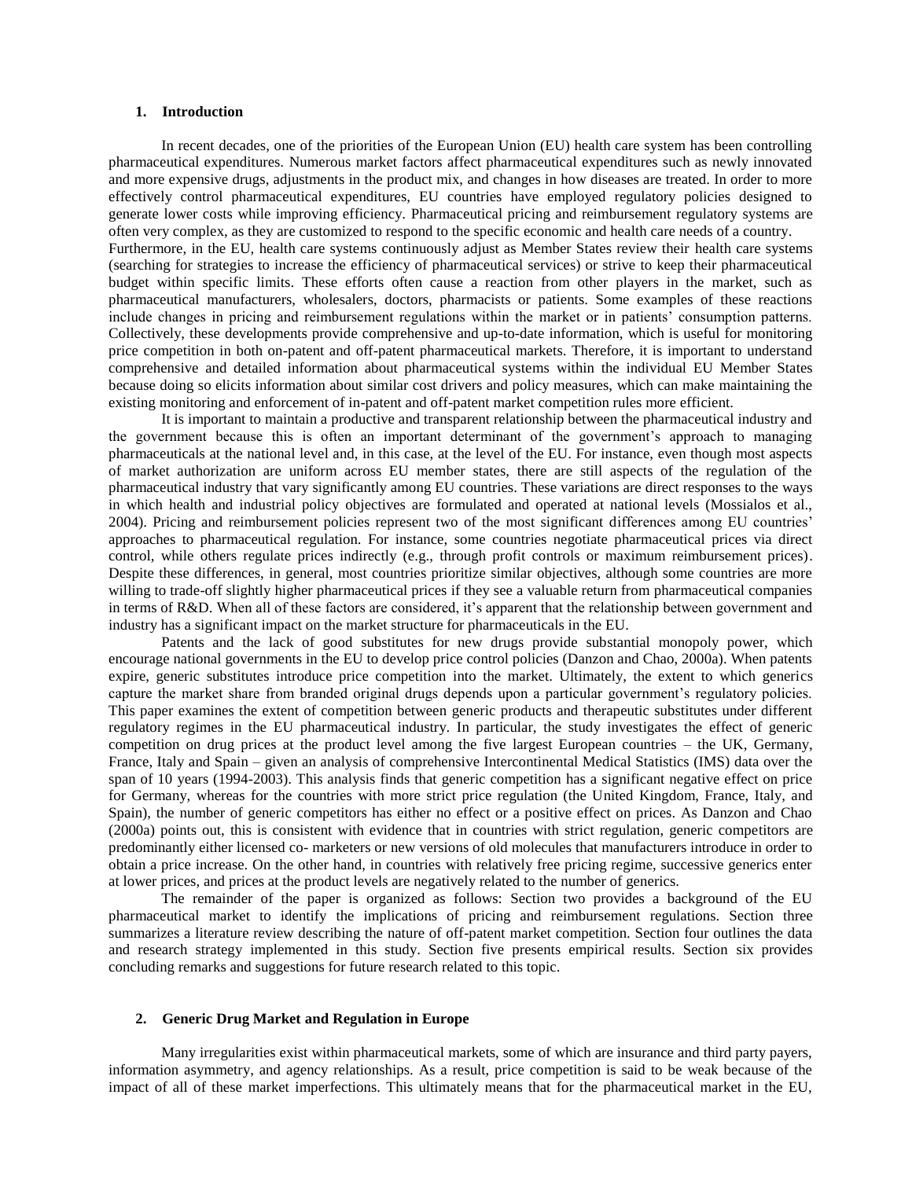## 1. Introduction

In recent decades, one of the priorities of the European Union (EU) health care system has been controlling pharmaceutical expenditures. Numerous market factors affect pharmaceutical expenditures such as newly innovated and more expensive drugs, adjustments in the product mix, and changes in how diseases are treated. In order to more effectively control pharmaceutical expenditures, EU countries have employed regulatory policies designed to generate lower costs while improving efficiency. Pharmaceutical pricing and reimbursement regulatory systems are often very complex, as they are customized to respond to the specific economic and health care needs of a country. Furthermore, in the EU, health care systems continuously adjust as Member States review their health care systems (searching for strategies to increase the efficiency of pharmaceutical services) or strive to keep their pharmaceutical budget within specific limits. These efforts often cause a reaction from other players in the market, such as pharmaceutical manufacturers, wholesalers, doctors, pharmacists or patients. Some examples of these reactions include changes in pricing and reimbursement regulations within the market or in patients' consumption patterns. Collectively, these developments provide comprehensive and up-to-date information, which is useful for monitoring price competition in both on-patent and off-patent pharmaceutical markets. Therefore, it is important to understand comprehensive and detailed information about pharmaceutical systems within the individual EU Member States because doing so elicits information about similar cost drivers and policy measures, which can make maintaining the existing monitoring and enforcement of in-patent and off-patent market competition rules more efficient.

It is important to maintain a productive and transparent relationship between the pharmaceutical industry and the government because this is often an important determinant of the government's approach to managing pharmaceuticals at the national level and, in this case, at the level of the EU. For instance, even though most aspects of market authorization are uniform across EU member states, there are still aspects of the regulation of the pharmaceutical industry that vary significantly among EU countries. These variations are direct responses to the ways in which health and industrial policy objectives are formulated and operated at national levels (Mossialos et al., 2004). Pricing and reimbursement policies represent two of the most significant differences among EU countries' approaches to pharmaceutical regulation. For instance, some countries negotiate pharmaceutical prices via direct control, while others regulate prices indirectly (e.g., through profit controls or maximum reimbursement prices). Despite these differences, in general, most countries prioritize similar objectives, although some countries are more willing to trade-off slightly higher pharmaceutical prices if they see a valuable return from pharmaceutical companies in terms of R&D. When all of these factors are considered, it's apparent that the relationship between government and industry has a significant impact on the market structure for pharmaceuticals in the EU.

Patents and the lack of good substitutes for new drugs provide substantial monopoly power, which encourage national governments in the EU to develop price control policies (Danzon and Chao, 2000a). When patents expire, generic substitutes introduce price competition into the market. Ultimately, the extent to which generics capture the market share from branded original drugs depends upon a particular government's regulatory policies. This paper examines the extent of competition between generic products and therapeutic substitutes under different regulatory regimes in the EU pharmaceutical industry. In particular, the study investigates the effect of generic competition on drug prices at the product level among the five largest European countries – the UK, Germany, France, Italy and Spain – given an analysis of comprehensive Intercontinental Medical Statistics (IMS) data over the span of 10 years (1994-2003). This analysis finds that generic competition has a significant negative effect on price for Germany, whereas for the countries with more strict price regulation (the United Kingdom, France, Italy, and Spain), the number of generic competitors has either no effect or a positive effect on prices. As Danzon and Chao (2000a) points out, this is consistent with evidence that in countries with strict regulation, generic competitors are predominantly either licensed co- marketers or new versions of old molecules that manufacturers introduce in order to obtain a price increase. On the other hand, in countries with relatively free pricing regime, successive generics enter at lower prices, and prices at the product levels are negatively related to the number of generics.

The remainder of the paper is organized as follows: Section two provides a background of the EU pharmaceutical market to identify the implications of pricing and reimbursement regulations. Section three summarizes a literature review describing the nature of off-patent market competition. Section four outlines the data and research strategy implemented in this study. Section five presents empirical results. Section six provides concluding remarks and suggestions for future research related to this topic.

## 2. Generic Drug Market and Regulation in Europe

Many irregularities exist within pharmaceutical markets, some of which are insurance and third party payers, information asymmetry, and agency relationships. As a result, price competition is said to be weak because of the impact of all of these market imperfections. This ultimately means that for the pharmaceutical market in the EU,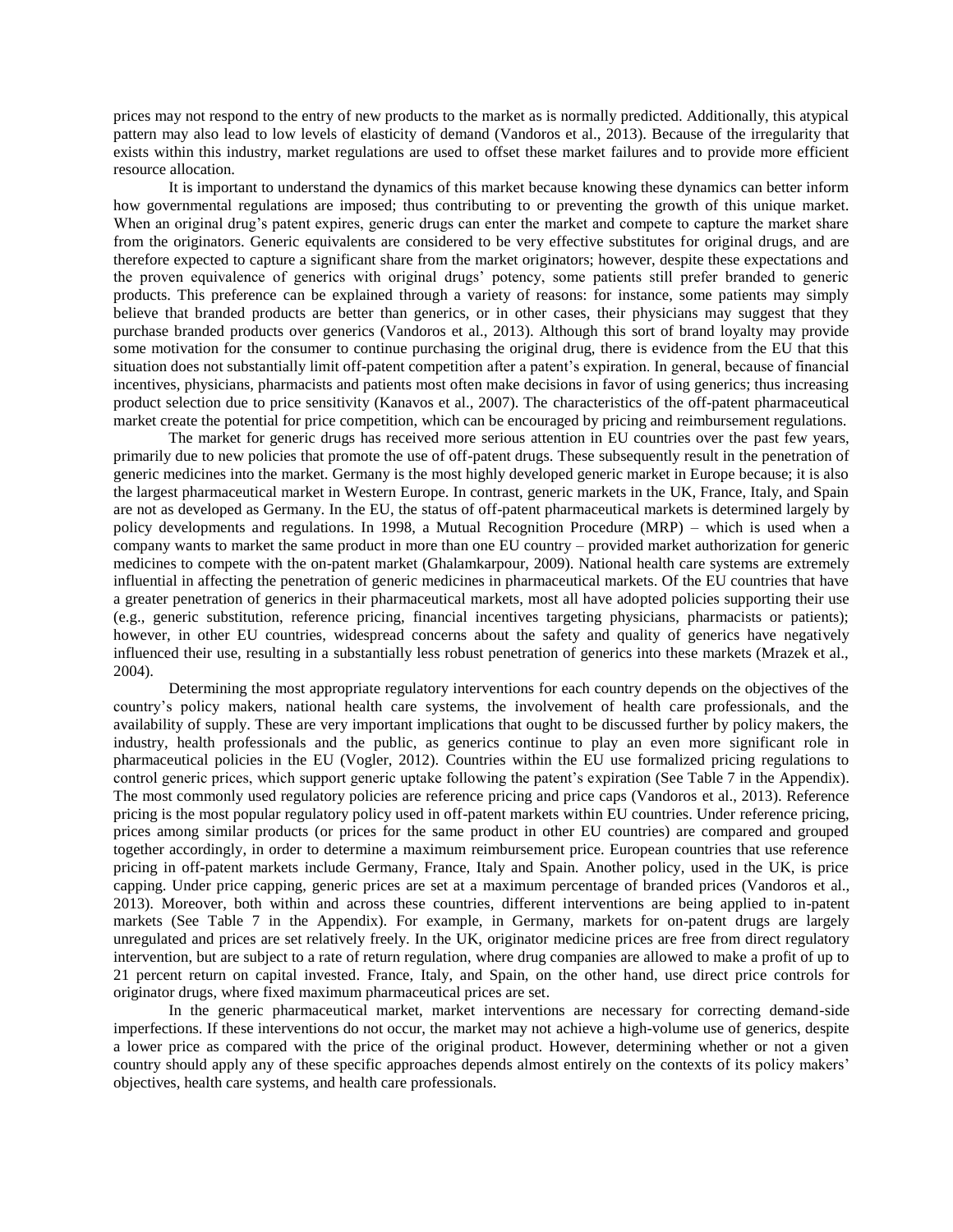prices may not respond to the entry of new products to the market as is normally predicted. Additionally, this atypical pattern may also lead to low levels of elasticity of demand (Vandoros et al., 2013). Because of the irregularity that exists within this industry, market regulations are used to offset these market failures and to provide more efficient resource allocation.

It is important to understand the dynamics of this market because knowing these dynamics can better inform how governmental regulations are imposed; thus contributing to or preventing the growth of this unique market. When an original drug's patent expires, generic drugs can enter the market and compete to capture the market share from the originators. Generic equivalents are considered to be very effective substitutes for original drugs, and are therefore expected to capture a significant share from the market originators; however, despite these expectations and the proven equivalence of generics with original drugs' potency, some patients still prefer branded to generic products. This preference can be explained through a variety of reasons: for instance, some patients may simply believe that branded products are better than generics, or in other cases, their physicians may suggest that they purchase branded products over generics (Vandoros et al., 2013). Although this sort of brand loyalty may provide some motivation for the consumer to continue purchasing the original drug, there is evidence from the EU that this situation does not substantially limit off-patent competition after a patent's expiration. In general, because of financial incentives, physicians, pharmacists and patients most often make decisions in favor of using generics; thus increasing product selection due to price sensitivity (Kanavos et al., 2007). The characteristics of the off-patent pharmaceutical market create the potential for price competition, which can be encouraged by pricing and reimbursement regulations.

The market for generic drugs has received more serious attention in EU countries over the past few years, primarily due to new policies that promote the use of off-patent drugs. These subsequently result in the penetration of generic medicines into the market. Germany is the most highly developed generic market in Europe because; it is also the largest pharmaceutical market in Western Europe. In contrast, generic markets in the UK, France, Italy, and Spain are not as developed as Germany. In the EU, the status of off-patent pharmaceutical markets is determined largely by policy developments and regulations. In 1998, a Mutual Recognition Procedure (MRP) – which is used when a company wants to market the same product in more than one EU country – provided market authorization for generic medicines to compete with the on-patent market (Ghalamkarpour, 2009). National health care systems are extremely influential in affecting the penetration of generic medicines in pharmaceutical markets. Of the EU countries that have a greater penetration of generics in their pharmaceutical markets, most all have adopted policies supporting their use (e.g., generic substitution, reference pricing, financial incentives targeting physicians, pharmacists or patients); however, in other EU countries, widespread concerns about the safety and quality of generics have negatively influenced their use, resulting in a substantially less robust penetration of generics into these markets (Mrazek et al., 2004).

Determining the most appropriate regulatory interventions for each country depends on the objectives of the country's policy makers, national health care systems, the involvement of health care professionals, and the availability of supply. These are very important implications that ought to be discussed further by policy makers, the industry, health professionals and the public, as generics continue to play an even more significant role in pharmaceutical policies in the EU (Vogler, 2012). Countries within the EU use formalized pricing regulations to control generic prices, which support generic uptake following the patent's expiration (See Table 7 in the Appendix). The most commonly used regulatory policies are reference pricing and price caps (Vandoros et al., 2013). Reference pricing is the most popular regulatory policy used in off-patent markets within EU countries. Under reference pricing, prices among similar products (or prices for the same product in other EU countries) are compared and grouped together accordingly, in order to determine a maximum reimbursement price. European countries that use reference pricing in off-patent markets include Germany, France, Italy and Spain. Another policy, used in the UK, is price capping. Under price capping, generic prices are set at a maximum percentage of branded prices (Vandoros et al., 2013). Moreover, both within and across these countries, different interventions are being applied to in-patent markets (See Table 7 in the Appendix). For example, in Germany, markets for on-patent drugs are largely unregulated and prices are set relatively freely. In the UK, originator medicine prices are free from direct regulatory intervention, but are subject to a rate of return regulation, where drug companies are allowed to make a profit of up to 21 percent return on capital invested. France, Italy, and Spain, on the other hand, use direct price controls for originator drugs, where fixed maximum pharmaceutical prices are set.

In the generic pharmaceutical market, market interventions are necessary for correcting demand-side imperfections. If these interventions do not occur, the market may not achieve a high-volume use of generics, despite a lower price as compared with the price of the original product. However, determining whether or not a given country should apply any of these specific approaches depends almost entirely on the contexts of its policy makers' objectives, health care systems, and health care professionals.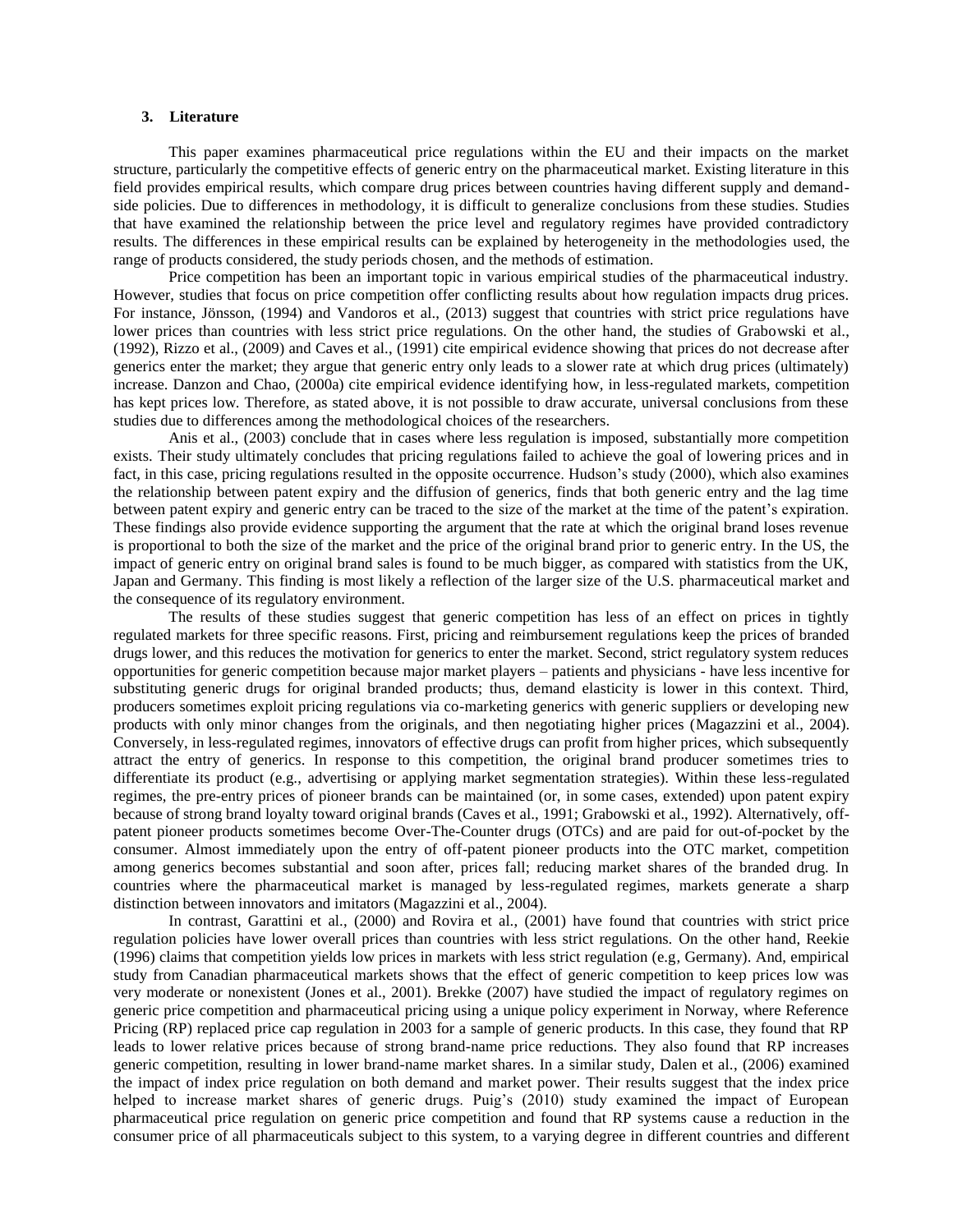### 3. Literature

This paper examines pharmaceutical price regulations within the EU and their impacts on the market structure, particularly the competitive effects of generic entry on the pharmaceutical market. Existing literature in this field provides empirical results, which compare drug prices between countries having different supply and demand-side policies. Due to differences in methodology, it is difficult to generalize conclusions from these studies. Studies that have examined the relationship between the price level and regulatory regimes have provided contradictory results. The differences in these empirical results can be explained by heterogeneity in the methodologies used, the range of products considered, the study periods chosen, and the methods of estimation.

Price competition has been an important topic in various empirical studies of the pharmaceutical industry. However, studies that focus on price competition offer conflicting results about how regulation impacts drug prices. For instance, Jönsson, (1994) and Vandoros et al., (2013) suggest that countries with strict price regulations have lower prices than countries with less strict price regulations. On the other hand, the studies of Grabowski et al., (1992), Rizzo et al., (2009) and Caves et al., (1991) cite empirical evidence showing that prices do not decrease after generics enter the market; they argue that generic entry only leads to a slower rate at which drug prices (ultimately) increase. Danzon and Chao, (2000a) cite empirical evidence identifying how, in less-regulated markets, competition has kept prices low. Therefore, as stated above, it is not possible to draw accurate, universal conclusions from these studies due to differences among the methodological choices of the researchers.

Anis et al., (2003) conclude that in cases where less regulation is imposed, substantially more competition exists. Their study ultimately concludes that pricing regulations failed to achieve the goal of lowering prices and in fact, in this case, pricing regulations resulted in the opposite occurrence. Hudson's study (2000), which also examines the relationship between patent expiry and the diffusion of generics, finds that both generic entry and the lag time between patent expiry and generic entry can be traced to the size of the market at the time of the patent's expiration. These findings also provide evidence supporting the argument that the rate at which the original brand loses revenue is proportional to both the size of the market and the price of the original brand prior to generic entry. In the US, the impact of generic entry on original brand sales is found to be much bigger, as compared with statistics from the UK, Japan and Germany. This finding is most likely a reflection of the larger size of the U.S. pharmaceutical market and the consequence of its regulatory environment.

The results of these studies suggest that generic competition has less of an effect on prices in tightly regulated markets for three specific reasons. First, pricing and reimbursement regulations keep the prices of branded drugs lower, and this reduces the motivation for generics to enter the market. Second, strict regulatory system reduces opportunities for generic competition because major market players – patients and physicians - have less incentive for substituting generic drugs for original branded products; thus, demand elasticity is lower in this context. Third, producers sometimes exploit pricing regulations via co-marketing generics with generic suppliers or developing new products with only minor changes from the originals, and then negotiating higher prices (Magazzini et al., 2004). Conversely, in less-regulated regimes, innovators of effective drugs can profit from higher prices, which subsequently attract the entry of generics. In response to this competition, the original brand producer sometimes tries to differentiate its product (e.g., advertising or applying market segmentation strategies). Within these less-regulated regimes, the pre-entry prices of pioneer brands can be maintained (or, in some cases, extended) upon patent expiry because of strong brand loyalty toward original brands (Caves et al., 1991; Grabowski et al., 1992). Alternatively, off-patent pioneer products sometimes become Over-The-Counter drugs (OTCs) and are paid for out-of-pocket by the consumer. Almost immediately upon the entry of off-patent pioneer products into the OTC market, competition among generics becomes substantial and soon after, prices fall; reducing market shares of the branded drug. In countries where the pharmaceutical market is managed by less-regulated regimes, markets generate a sharp distinction between innovators and imitators (Magazzini et al., 2004).

In contrast, Garattini et al., (2000) and Rovira et al., (2001) have found that countries with strict price regulation policies have lower overall prices than countries with less strict regulations. On the other hand, Reekie (1996) claims that competition yields low prices in markets with less strict regulation (e.g, Germany). And, empirical study from Canadian pharmaceutical markets shows that the effect of generic competition to keep prices low was very moderate or nonexistent (Jones et al., 2001). Brekke (2007) have studied the impact of regulatory regimes on generic price competition and pharmaceutical pricing using a unique policy experiment in Norway, where Reference Pricing (RP) replaced price cap regulation in 2003 for a sample of generic products. In this case, they found that RP leads to lower relative prices because of strong brand-name price reductions. They also found that RP increases generic competition, resulting in lower brand-name market shares. In a similar study, Dalen et al., (2006) examined the impact of index price regulation on both demand and market power. Their results suggest that the index price helped to increase market shares of generic drugs. Puig's (2010) study examined the impact of European pharmaceutical price regulation on generic price competition and found that RP systems cause a reduction in the consumer price of all pharmaceuticals subject to this system, to a varying degree in different countries and different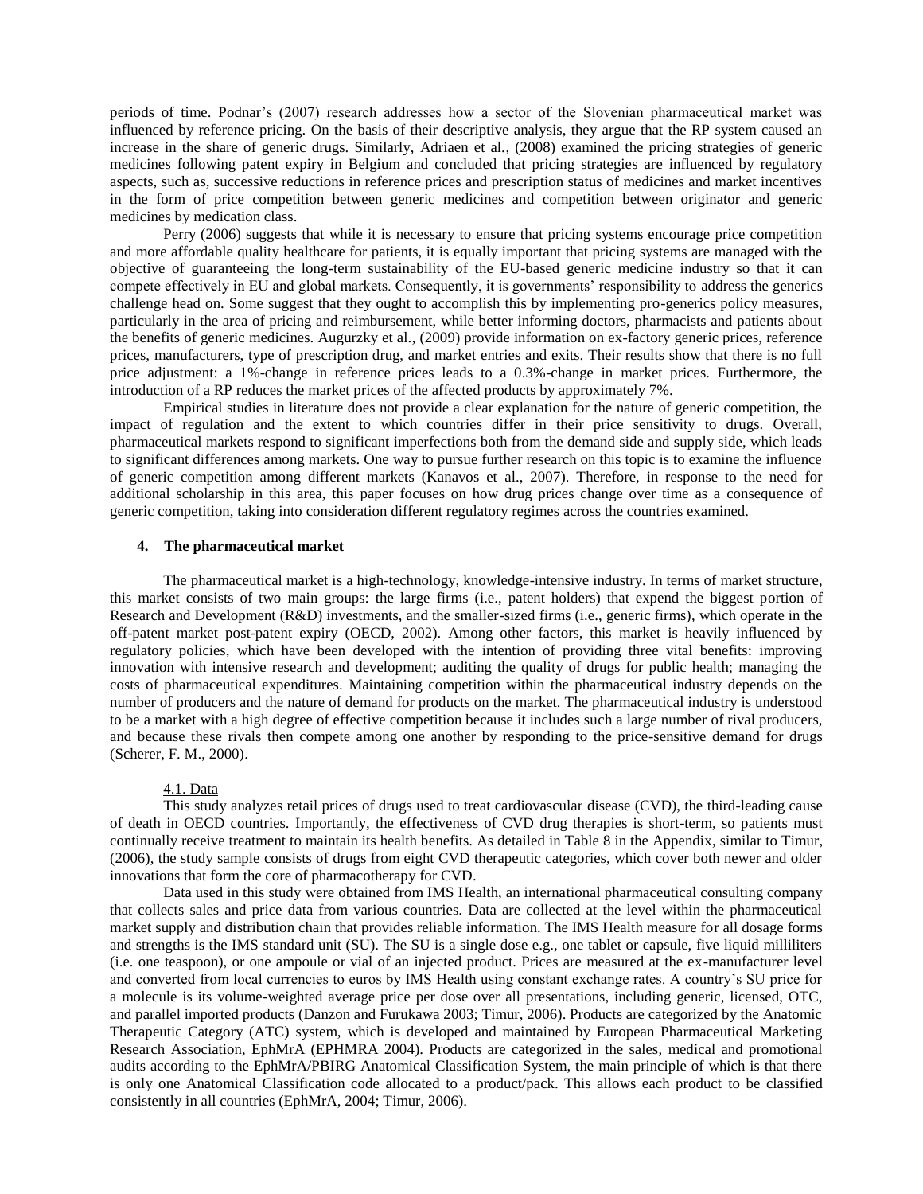periods of time. Podnar's (2007) research addresses how a sector of the Slovenian pharmaceutical market was influenced by reference pricing. On the basis of their descriptive analysis, they argue that the RP system caused an increase in the share of generic drugs. Similarly, Adriaen et al., (2008) examined the pricing strategies of generic medicines following patent expiry in Belgium and concluded that pricing strategies are influenced by regulatory aspects, such as, successive reductions in reference prices and prescription status of medicines and market incentives in the form of price competition between generic medicines and competition between originator and generic medicines by medication class.

Perry (2006) suggests that while it is necessary to ensure that pricing systems encourage price competition and more affordable quality healthcare for patients, it is equally important that pricing systems are managed with the objective of guaranteeing the long-term sustainability of the EU-based generic medicine industry so that it can compete effectively in EU and global markets. Consequently, it is governments' responsibility to address the generics challenge head on. Some suggest that they ought to accomplish this by implementing pro-generics policy measures, particularly in the area of pricing and reimbursement, while better informing doctors, pharmacists and patients about the benefits of generic medicines. Augurzky et al., (2009) provide information on ex-factory generic prices, reference prices, manufacturers, type of prescription drug, and market entries and exits. Their results show that there is no full price adjustment: a 1%-change in reference prices leads to a 0.3%-change in market prices. Furthermore, the introduction of a RP reduces the market prices of the affected products by approximately 7%.

Empirical studies in literature does not provide a clear explanation for the nature of generic competition, the impact of regulation and the extent to which countries differ in their price sensitivity to drugs. Overall, pharmaceutical markets respond to significant imperfections both from the demand side and supply side, which leads to significant differences among markets. One way to pursue further research on this topic is to examine the influence of generic competition among different markets (Kanavos et al., 2007). Therefore, in response to the need for additional scholarship in this area, this paper focuses on how drug prices change over time as a consequence of generic competition, taking into consideration different regulatory regimes across the countries examined.

## 4. The pharmaceutical market

The pharmaceutical market is a high-technology, knowledge-intensive industry. In terms of market structure, this market consists of two main groups: the large firms (i.e., patent holders) that expend the biggest portion of Research and Development (R&D) investments, and the smaller-sized firms (i.e., generic firms), which operate in the off-patent market post-patent expiry (OECD, 2002). Among other factors, this market is heavily influenced by regulatory policies, which have been developed with the intention of providing three vital benefits: improving innovation with intensive research and development; auditing the quality of drugs for public health; managing the costs of pharmaceutical expenditures. Maintaining competition within the pharmaceutical industry depends on the number of producers and the nature of demand for products on the market. The pharmaceutical industry is understood to be a market with a high degree of effective competition because it includes such a large number of rival producers, and because these rivals then compete among one another by responding to the price-sensitive demand for drugs (Scherer, F. M., 2000).

### 4.1. Data

This study analyzes retail prices of drugs used to treat cardiovascular disease (CVD), the third-leading cause of death in OECD countries. Importantly, the effectiveness of CVD drug therapies is short-term, so patients must continually receive treatment to maintain its health benefits. As detailed in Table 8 in the Appendix, similar to Timur, (2006), the study sample consists of drugs from eight CVD therapeutic categories, which cover both newer and older innovations that form the core of pharmacotherapy for CVD.

Data used in this study were obtained from IMS Health, an international pharmaceutical consulting company that collects sales and price data from various countries. Data are collected at the level within the pharmaceutical market supply and distribution chain that provides reliable information. The IMS Health measure for all dosage forms and strengths is the IMS standard unit (SU). The SU is a single dose e.g., one tablet or capsule, five liquid milliliters (i.e. one teaspoon), or one ampoule or vial of an injected product. Prices are measured at the ex-manufacturer level and converted from local currencies to euros by IMS Health using constant exchange rates. A country's SU price for a molecule is its volume-weighted average price per dose over all presentations, including generic, licensed, OTC, and parallel imported products (Danzon and Furukawa 2003; Timur, 2006). Products are categorized by the Anatomic Therapeutic Category (ATC) system, which is developed and maintained by European Pharmaceutical Marketing Research Association, EphMrA (EPHMRA 2004). Products are categorized in the sales, medical and promotional audits according to the EphMrA/PBIRG Anatomical Classification System, the main principle of which is that there is only one Anatomical Classification code allocated to a product/pack. This allows each product to be classified consistently in all countries (EphMrA, 2004; Timur, 2006).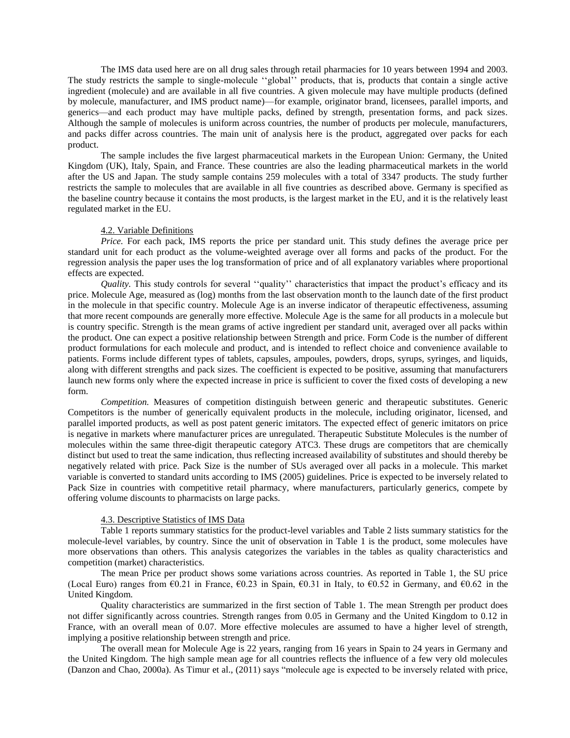The IMS data used here are on all drug sales through retail pharmacies for 10 years between 1994 and 2003. The study restricts the sample to single-molecule ''global'' products, that is, products that contain a single active ingredient (molecule) and are available in all five countries. A given molecule may have multiple products (defined by molecule, manufacturer, and IMS product name)—for example, originator brand, licensees, parallel imports, and generics—and each product may have multiple packs, defined by strength, presentation forms, and pack sizes. Although the sample of molecules is uniform across countries, the number of products per molecule, manufacturers, and packs differ across countries. The main unit of analysis here is the product, aggregated over packs for each product.

The sample includes the five largest pharmaceutical markets in the European Union: Germany, the United Kingdom (UK), Italy, Spain, and France. These countries are also the leading pharmaceutical markets in the world after the US and Japan. The study sample contains 259 molecules with a total of 3347 products. The study further restricts the sample to molecules that are available in all five countries as described above. Germany is specified as the baseline country because it contains the most products, is the largest market in the EU, and it is the relatively least regulated market in the EU.

### 4.2. Variable Definitions

*Price.* For each pack, IMS reports the price per standard unit. This study defines the average price per standard unit for each product as the volume-weighted average over all forms and packs of the product. For the regression analysis the paper uses the log transformation of price and of all explanatory variables where proportional effects are expected.

*Quality.* This study controls for several ''quality'' characteristics that impact the product's efficacy and its price. Molecule Age, measured as (log) months from the last observation month to the launch date of the first product in the molecule in that specific country. Molecule Age is an inverse indicator of therapeutic effectiveness, assuming that more recent compounds are generally more effective. Molecule Age is the same for all products in a molecule but is country specific. Strength is the mean grams of active ingredient per standard unit, averaged over all packs within the product. One can expect a positive relationship between Strength and price. Form Code is the number of different product formulations for each molecule and product, and is intended to reflect choice and convenience available to patients. Forms include different types of tablets, capsules, ampoules, powders, drops, syrups, syringes, and liquids, along with different strengths and pack sizes. The coefficient is expected to be positive, assuming that manufacturers launch new forms only where the expected increase in price is sufficient to cover the fixed costs of developing a new form.

*Competition.* Measures of competition distinguish between generic and therapeutic substitutes. Generic Competitors is the number of generically equivalent products in the molecule, including originator, licensed, and parallel imported products, as well as post patent generic imitators. The expected effect of generic imitators on price is negative in markets where manufacturer prices are unregulated. Therapeutic Substitute Molecules is the number of molecules within the same three-digit therapeutic category ATC3. These drugs are competitors that are chemically distinct but used to treat the same indication, thus reflecting increased availability of substitutes and should thereby be negatively related with price. Pack Size is the number of SUs averaged over all packs in a molecule. This market variable is converted to standard units according to IMS (2005) guidelines. Price is expected to be inversely related to Pack Size in countries with competitive retail pharmacy, where manufacturers, particularly generics, compete by offering volume discounts to pharmacists on large packs.

### 4.3. Descriptive Statistics of IMS Data

Table 1 reports summary statistics for the product-level variables and Table 2 lists summary statistics for the molecule-level variables, by country. Since the unit of observation in Table 1 is the product, some molecules have more observations than others. This analysis categorizes the variables in the tables as quality characteristics and competition (market) characteristics.

The mean Price per product shows some variations across countries. As reported in Table 1, the SU price (Local Euro) ranges from €0.21 in France, €0.23 in Spain, €0.31 in Italy, to €0.52 in Germany, and €0.62 in the United Kingdom.

Quality characteristics are summarized in the first section of Table 1. The mean Strength per product does not differ significantly across countries. Strength ranges from 0.05 in Germany and the United Kingdom to 0.12 in France, with an overall mean of 0.07. More effective molecules are assumed to have a higher level of strength, implying a positive relationship between strength and price.

The overall mean for Molecule Age is 22 years, ranging from 16 years in Spain to 24 years in Germany and the United Kingdom. The high sample mean age for all countries reflects the influence of a few very old molecules (Danzon and Chao, 2000a). As Timur et al., (2011) says "molecule age is expected to be inversely related with price,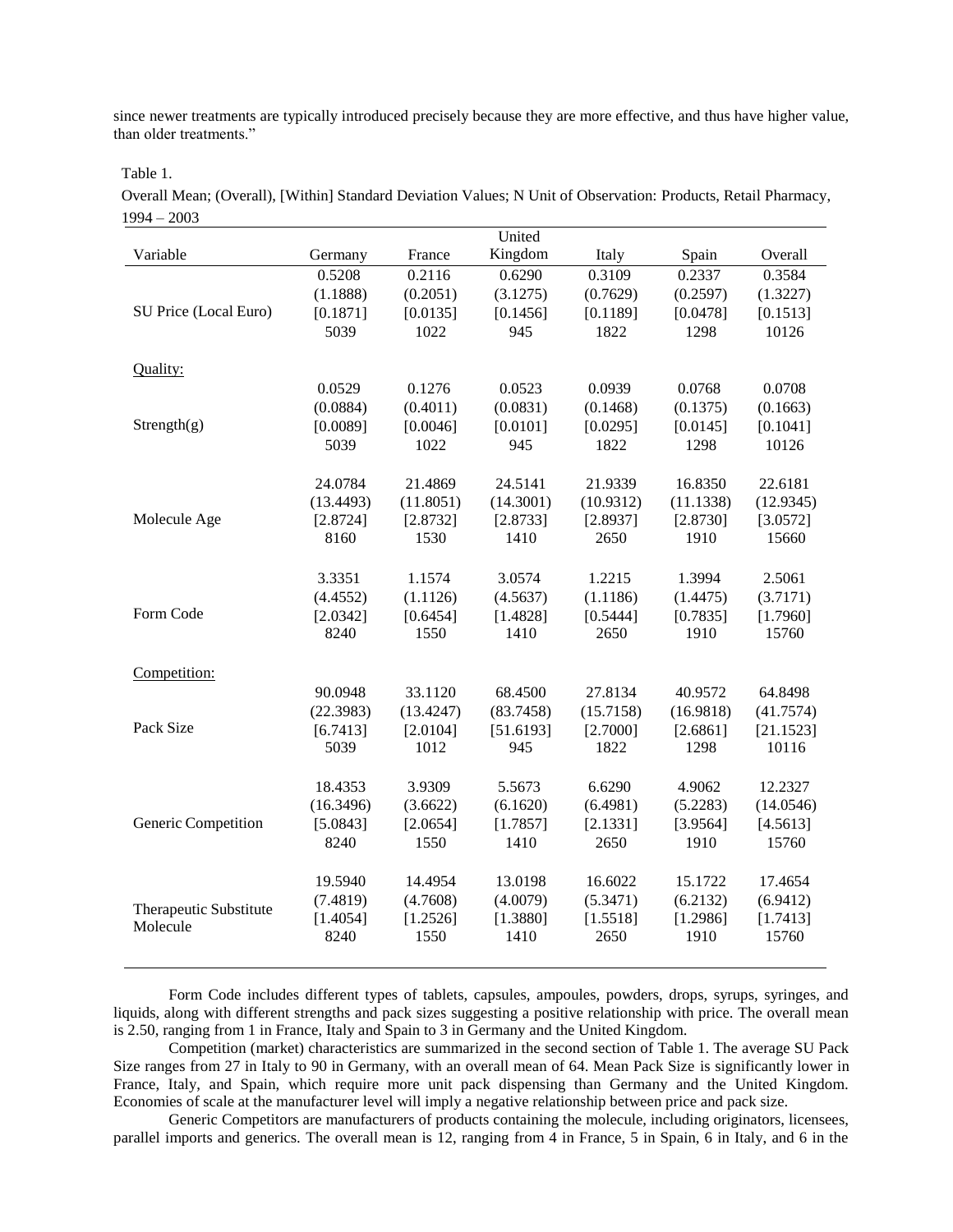since newer treatments are typically introduced precisely because they are more effective, and thus have higher value, than older treatments."

Table 1.

Overall Mean; (Overall), [Within] Standard Deviation Values; N Unit of Observation: Products, Retail Pharmacy, 1994 – 2003

| Variable | Germany | France | United Kingdom | Italy | Spain | Overall |
|---|---|---|---|---|---|---|
| SU Price (Local Euro) | 0.5208 | 0.2116 | 0.6290 | 0.3109 | 0.2337 | 0.3584 |
| | (1.1888) | (0.2051) | (3.1275) | (0.7629) | (0.2597) | (1.3227) |
| | [0.1871] | [0.0135] | [0.1456] | [0.1189] | [0.0478] | [0.1513] |
| | 5039 | 1022 | 945 | 1822 | 1298 | 10126 |
| Quality: | | | | | | |
| Strength(g) | 0.0529 | 0.1276 | 0.0523 | 0.0939 | 0.0768 | 0.0708 |
| | (0.0884) | (0.4011) | (0.0831) | (0.1468) | (0.1375) | (0.1663) |
| | [0.0089] | [0.0046] | [0.0101] | [0.0295] | [0.0145] | [0.1041] |
| | 5039 | 1022 | 945 | 1822 | 1298 | 10126 |
| Molecule Age | 24.0784 | 21.4869 | 24.5141 | 21.9339 | 16.8350 | 22.6181 |
| | (13.4493) | (11.8051) | (14.3001) | (10.9312) | (11.1338) | (12.9345) |
| | [2.8724] | [2.8732] | [2.8733] | [2.8937] | [2.8730] | [3.0572] |
| | 8160 | 1530 | 1410 | 2650 | 1910 | 15660 |
| Form Code | 3.3351 | 1.1574 | 3.0574 | 1.2215 | 1.3994 | 2.5061 |
| | (4.4552) | (1.1126) | (4.5637) | (1.1186) | (1.4475) | (3.7171) |
| | [2.0342] | [0.6454] | [1.4828] | [0.5444] | [0.7835] | [1.7960] |
| | 8240 | 1550 | 1410 | 2650 | 1910 | 15760 |
| Competition: | | | | | | |
| Pack Size | 90.0948 | 33.1120 | 68.4500 | 27.8134 | 40.9572 | 64.8498 |
| | (22.3983) | (13.4247) | (83.7458) | (15.7158) | (16.9818) | (41.7574) |
| | [6.7413] | [2.0104] | [51.6193] | [2.7000] | [2.6861] | [21.1523] |
| | 5039 | 1012 | 945 | 1822 | 1298 | 10116 |
| Generic Competition | 18.4353 | 3.9309 | 5.5673 | 6.6290 | 4.9062 | 12.2327 |
| | (16.3496) | (3.6622) | (6.1620) | (6.4981) | (5.2283) | (14.0546) |
| | [5.0843] | [2.0654] | [1.7857] | [2.1331] | [3.9564] | [4.5613] |
| | 8240 | 1550 | 1410 | 2650 | 1910 | 15760 |
| Therapeutic Substitute Molecule | 19.5940 | 14.4954 | 13.0198 | 16.6022 | 15.1722 | 17.4654 |
| | (7.4819) | (4.7608) | (4.0079) | (5.3471) | (6.2132) | (6.9412) |
| | [1.4054] | [1.2526] | [1.3880] | [1.5518] | [1.2986] | [1.7413] |
| | 8240 | 1550 | 1410 | 2650 | 1910 | 15760 |

Form Code includes different types of tablets, capsules, ampoules, powders, drops, syrups, syringes, and liquids, along with different strengths and pack sizes suggesting a positive relationship with price. The overall mean is 2.50, ranging from 1 in France, Italy and Spain to 3 in Germany and the United Kingdom.

Competition (market) characteristics are summarized in the second section of Table 1. The average SU Pack Size ranges from 27 in Italy to 90 in Germany, with an overall mean of 64. Mean Pack Size is significantly lower in France, Italy, and Spain, which require more unit pack dispensing than Germany and the United Kingdom. Economies of scale at the manufacturer level will imply a negative relationship between price and pack size.

Generic Competitors are manufacturers of products containing the molecule, including originators, licensees, parallel imports and generics. The overall mean is 12, ranging from 4 in France, 5 in Spain, 6 in Italy, and 6 in the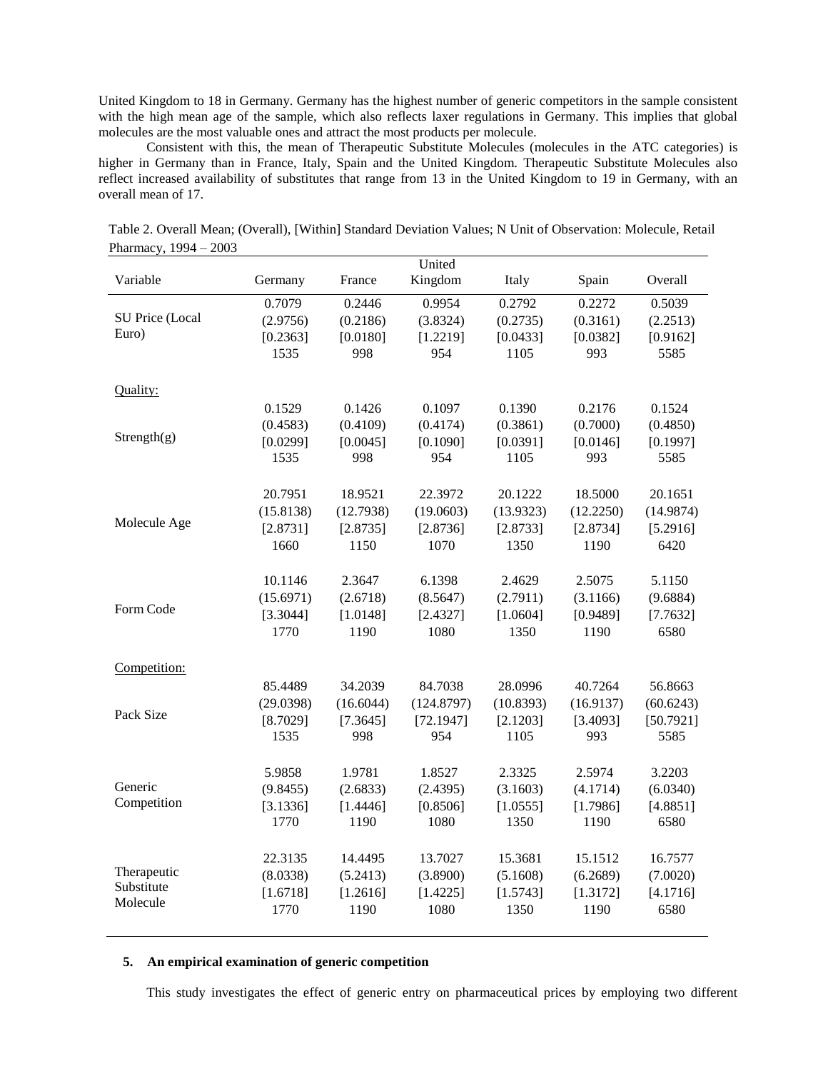United Kingdom to 18 in Germany. Germany has the highest number of generic competitors in the sample consistent with the high mean age of the sample, which also reflects laxer regulations in Germany. This implies that global molecules are the most valuable ones and attract the most products per molecule.

Consistent with this, the mean of Therapeutic Substitute Molecules (molecules in the ATC categories) is higher in Germany than in France, Italy, Spain and the United Kingdom. Therapeutic Substitute Molecules also reflect increased availability of substitutes that range from 13 in the United Kingdom to 19 in Germany, with an overall mean of 17.

Table 2. Overall Mean; (Overall), [Within] Standard Deviation Values; N Unit of Observation: Molecule, Retail Pharmacy, 1994 – 2003

| Variable | Germany | France | United Kingdom | Italy | Spain | Overall |
|---|---|---|---|---|---|---|
| SU Price (Local Euro) | 0.7079 | 0.2446 | 0.9954 | 0.2792 | 0.2272 | 0.5039 |
| | (2.9756) | (0.2186) | (3.8324) | (0.2735) | (0.3161) | (2.2513) |
| | [0.2363] | [0.0180] | [1.2219] | [0.0433] | [0.0382] | [0.9162] |
| | 1535 | 998 | 954 | 1105 | 993 | 5585 |
| Quality: | | | | | | |
| Strength(g) | 0.1529 | 0.1426 | 0.1097 | 0.1390 | 0.2176 | 0.1524 |
| | (0.4583) | (0.4109) | (0.4174) | (0.3861) | (0.7000) | (0.4850) |
| | [0.0299] | [0.0045] | [0.1090] | [0.0391] | [0.0146] | [0.1997] |
| | 1535 | 998 | 954 | 1105 | 993 | 5585 |
| Molecule Age | 20.7951 | 18.9521 | 22.3972 | 20.1222 | 18.5000 | 20.1651 |
| | (15.8138) | (12.7938) | (19.0603) | (13.9323) | (12.2250) | (14.9874) |
| | [2.8731] | [2.8735] | [2.8736] | [2.8733] | [2.8734] | [5.2916] |
| | 1660 | 1150 | 1070 | 1350 | 1190 | 6420 |
| Form Code | 10.1146 | 2.3647 | 6.1398 | 2.4629 | 2.5075 | 5.1150 |
| | (15.6971) | (2.6718) | (8.5647) | (2.7911) | (3.1166) | (9.6884) |
| | [3.3044] | [1.0148] | [2.4327] | [1.0604] | [0.9489] | [7.7632] |
| | 1770 | 1190 | 1080 | 1350 | 1190 | 6580 |
| Competition: | | | | | | |
| Pack Size | 85.4489 | 34.2039 | 84.7038 | 28.0996 | 40.7264 | 56.8663 |
| | (29.0398) | (16.6044) | (124.8797) | (10.8393) | (16.9137) | (60.6243) |
| | [8.7029] | [7.3645] | [72.1947] | [2.1203] | [3.4093] | [50.7921] |
| | 1535 | 998 | 954 | 1105 | 993 | 5585 |
| Generic Competition | 5.9858 | 1.9781 | 1.8527 | 2.3325 | 2.5974 | 3.2203 |
| | (9.8455) | (2.6833) | (2.4395) | (3.1603) | (4.1714) | (6.0340) |
| | [3.1336] | [1.4446] | [0.8506] | [1.0555] | [1.7986] | [4.8851] |
| | 1770 | 1190 | 1080 | 1350 | 1190 | 6580 |
| Therapeutic Substitute Molecule | 22.3135 | 14.4495 | 13.7027 | 15.3681 | 15.1512 | 16.7577 |
| | (8.0338) | (5.2413) | (3.8900) | (5.1608) | (6.2689) | (7.0020) |
| | [1.6718] | [1.2616] | [1.4225] | [1.5743] | [1.3172] | [4.1716] |
| | 1770 | 1190 | 1080 | 1350 | 1190 | 6580 |

## 5. An empirical examination of generic competition

This study investigates the effect of generic entry on pharmaceutical prices by employing two different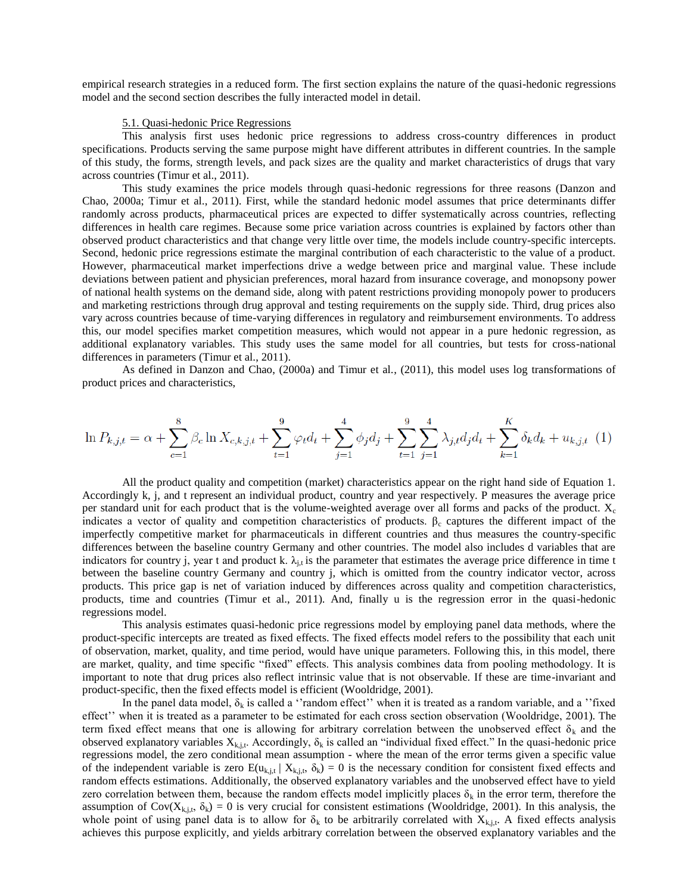empirical research strategies in a reduced form. The first section explains the nature of the quasi-hedonic regressions model and the second section describes the fully interacted model in detail.

### 5.1. Quasi-hedonic Price Regressions

This analysis first uses hedonic price regressions to address cross-country differences in product specifications. Products serving the same purpose might have different attributes in different countries. In the sample of this study, the forms, strength levels, and pack sizes are the quality and market characteristics of drugs that vary across countries (Timur et al., 2011).

This study examines the price models through quasi-hedonic regressions for three reasons (Danzon and Chao, 2000a; Timur et al., 2011). First, while the standard hedonic model assumes that price determinants differ randomly across products, pharmaceutical prices are expected to differ systematically across countries, reflecting differences in health care regimes. Because some price variation across countries is explained by factors other than observed product characteristics and that change very little over time, the models include country-specific intercepts. Second, hedonic price regressions estimate the marginal contribution of each characteristic to the value of a product. However, pharmaceutical market imperfections drive a wedge between price and marginal value. These include deviations between patient and physician preferences, moral hazard from insurance coverage, and monopsony power of national health systems on the demand side, along with patent restrictions providing monopoly power to producers and marketing restrictions through drug approval and testing requirements on the supply side. Third, drug prices also vary across countries because of time-varying differences in regulatory and reimbursement environments. To address this, our model specifies market competition measures, which would not appear in a pure hedonic regression, as additional explanatory variables. This study uses the same model for all countries, but tests for cross-national differences in parameters (Timur et al., 2011).

As defined in Danzon and Chao, (2000a) and Timur et al., (2011), this model uses log transformations of product prices and characteristics,

$$\ln P_{k,j,t} = \alpha + \sum_{c=1}^{8} \beta_c \ln X_{c,k,j,t} + \sum_{t=1}^{9} \varphi_t d_t + \sum_{j=1}^{4} \phi_j d_j + \sum_{t=1}^{9} \sum_{j=1}^{4} \lambda_{j,t} d_j d_t + \sum_{k=1}^{K} \delta_k d_k + u_{k,j,t} \quad (1)$$

All the product quality and competition (market) characteristics appear on the right hand side of Equation 1. Accordingly k, j, and t represent an individual product, country and year respectively. P measures the average price per standard unit for each product that is the volume-weighted average over all forms and packs of the product. $X_c$ indicates a vector of quality and competition characteristics of products. $\beta_c$ captures the different impact of the imperfectly competitive market for pharmaceuticals in different countries and thus measures the country-specific differences between the baseline country Germany and other countries. The model also includes d variables that are indicators for country j, year t and product k. $\lambda_{j,t}$ is the parameter that estimates the average price difference in time t between the baseline country Germany and country j, which is omitted from the country indicator vector, across products. This price gap is net of variation induced by differences across quality and competition characteristics, products, time and countries (Timur et al., 2011). And, finally u is the regression error in the quasi-hedonic regressions model.

This analysis estimates quasi-hedonic price regressions model by employing panel data methods, where the product-specific intercepts are treated as fixed effects. The fixed effects model refers to the possibility that each unit of observation, market, quality, and time period, would have unique parameters. Following this, in this model, there are market, quality, and time specific "fixed" effects. This analysis combines data from pooling methodology. It is important to note that drug prices also reflect intrinsic value that is not observable. If these are time-invariant and product-specific, then the fixed effects model is efficient (Wooldridge, 2001).

In the panel data model, $\delta_k$ is called a ''random effect'' when it is treated as a random variable, and a ''fixed effect'' when it is treated as a parameter to be estimated for each cross section observation (Wooldridge, 2001). The term fixed effect means that one is allowing for arbitrary correlation between the unobserved effect $\delta_k$ and the observed explanatory variables $X_{k,j,t}$. Accordingly, $\delta_k$ is called an "individual fixed effect." In the quasi-hedonic price regressions model, the zero conditional mean assumption - where the mean of the error terms given a specific value of the independent variable is zero $E(u_{k,j,t} \mid X_{k,j,t}, \delta_k) = 0$ is the necessary condition for consistent fixed effects and random effects estimations. Additionally, the observed explanatory variables and the unobserved effect have to yield zero correlation between them, because the random effects model implicitly places $\delta_k$ in the error term, therefore the assumption of $\text{Cov}(X_{k,j,t}, \delta_k) = 0$ is very crucial for consistent estimations (Wooldridge, 2001). In this analysis, the whole point of using panel data is to allow for $\delta_k$ to be arbitrarily correlated with $X_{k,j,t}$. A fixed effects analysis achieves this purpose explicitly, and yields arbitrary correlation between the observed explanatory variables and the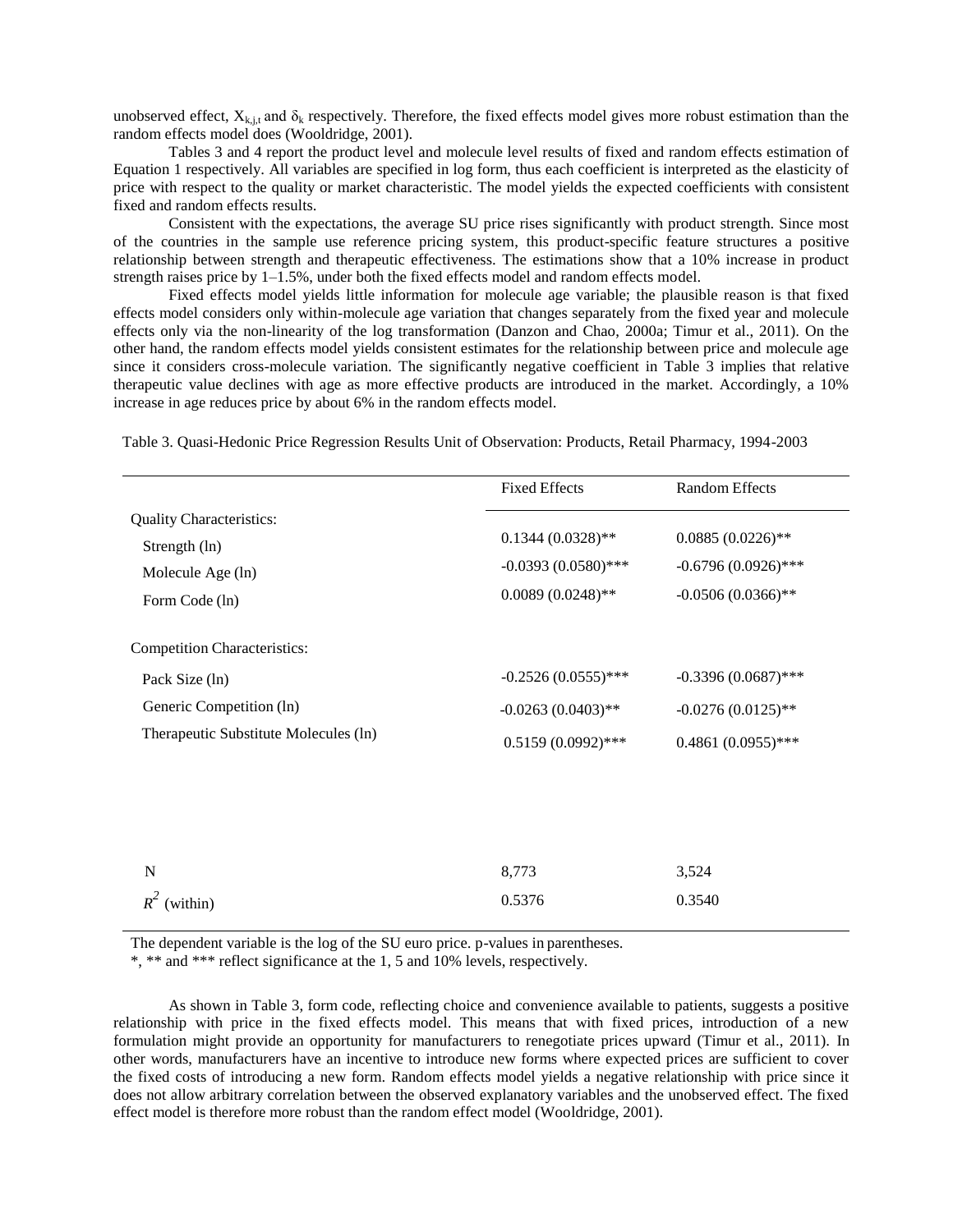unobserved effect, $X_{k,j,t}$ and $\delta_k$ respectively. Therefore, the fixed effects model gives more robust estimation than the random effects model does (Wooldridge, 2001).

Tables 3 and 4 report the product level and molecule level results of fixed and random effects estimation of Equation 1 respectively. All variables are specified in log form, thus each coefficient is interpreted as the elasticity of price with respect to the quality or market characteristic. The model yields the expected coefficients with consistent fixed and random effects results.

Consistent with the expectations, the average SU price rises significantly with product strength. Since most of the countries in the sample use reference pricing system, this product-specific feature structures a positive relationship between strength and therapeutic effectiveness. The estimations show that a 10% increase in product strength raises price by 1–1.5%, under both the fixed effects model and random effects model.

Fixed effects model yields little information for molecule age variable; the plausible reason is that fixed effects model considers only within-molecule age variation that changes separately from the fixed year and molecule effects only via the non-linearity of the log transformation (Danzon and Chao, 2000a; Timur et al., 2011). On the other hand, the random effects model yields consistent estimates for the relationship between price and molecule age since it considers cross-molecule variation. The significantly negative coefficient in Table 3 implies that relative therapeutic value declines with age as more effective products are introduced in the market. Accordingly, a 10% increase in age reduces price by about 6% in the random effects model.

Table 3. Quasi-Hedonic Price Regression Results Unit of Observation: Products, Retail Pharmacy, 1994-2003

| | Fixed Effects | Random Effects |
|---|---|---|
| Quality Characteristics: | | |
| Strength (ln) | 0.1344 (0.0328)** | 0.0885 (0.0226)** |
| Molecule Age (ln) | -0.0393 (0.0580)*** | -0.6796 (0.0926)*** |
| Form Code (ln) | 0.0089 (0.0248)** | -0.0506 (0.0366)** |
| Competition Characteristics: | | |
| Pack Size (ln) | -0.2526 (0.0555)*** | -0.3396 (0.0687)*** |
| Generic Competition (ln) | -0.0263 (0.0403)** | -0.0276 (0.0125)** |
| Therapeutic Substitute Molecules (ln) | 0.5159 (0.0992)*** | 0.4861 (0.0955)*** |
| N | 8,773 | 3,524 |
| $R^2$ (within) | 0.5376 | 0.3540 |

The dependent variable is the log of the SU euro price. p-values in parentheses.
*, ** and *** reflect significance at the 1, 5 and 10% levels, respectively.

As shown in Table 3, form code, reflecting choice and convenience available to patients, suggests a positive relationship with price in the fixed effects model. This means that with fixed prices, introduction of a new formulation might provide an opportunity for manufacturers to renegotiate prices upward (Timur et al., 2011). In other words, manufacturers have an incentive to introduce new forms where expected prices are sufficient to cover the fixed costs of introducing a new form. Random effects model yields a negative relationship with price since it does not allow arbitrary correlation between the observed explanatory variables and the unobserved effect. The fixed effect model is therefore more robust than the random effect model (Wooldridge, 2001).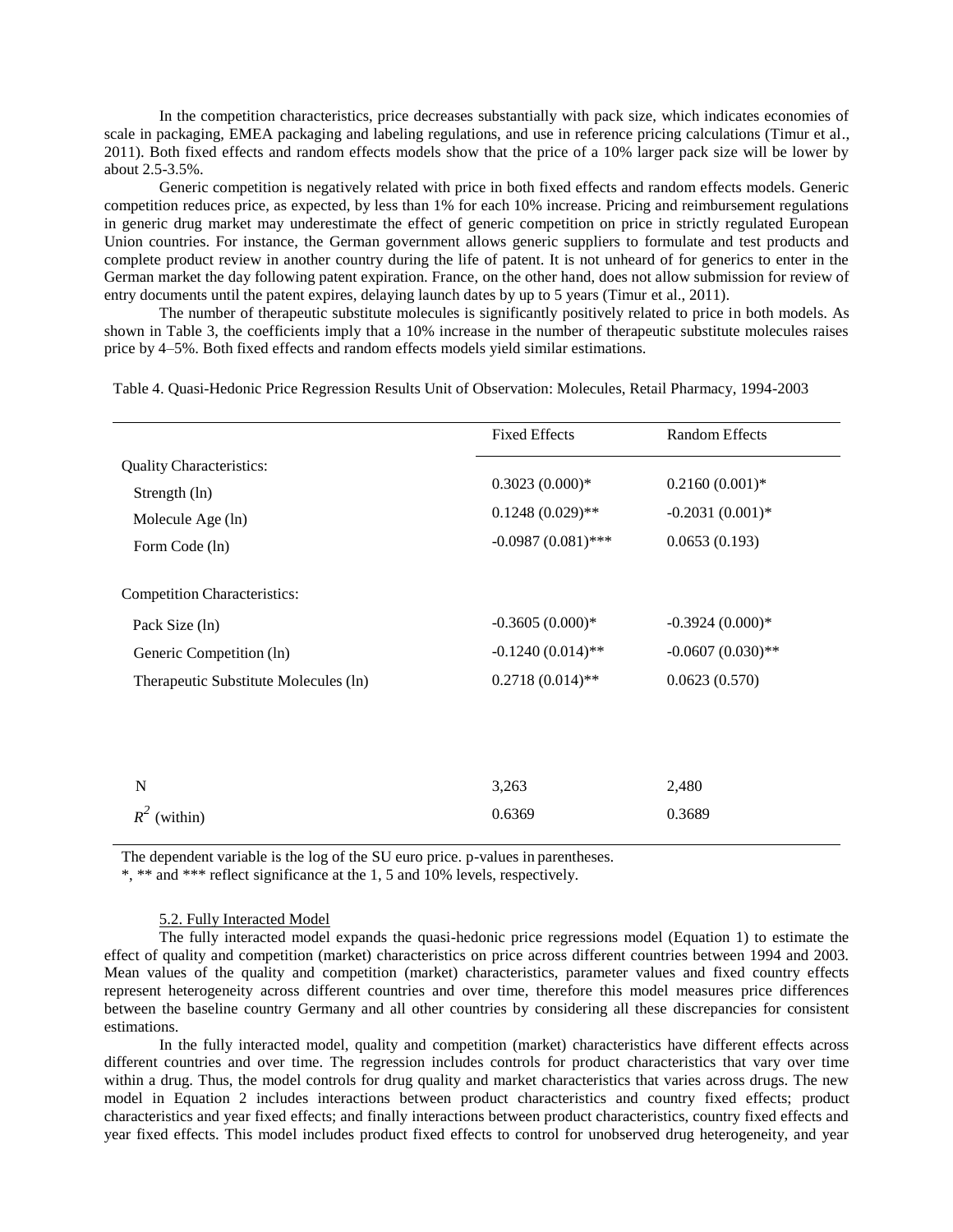In the competition characteristics, price decreases substantially with pack size, which indicates economies of scale in packaging, EMEA packaging and labeling regulations, and use in reference pricing calculations (Timur et al., 2011). Both fixed effects and random effects models show that the price of a 10% larger pack size will be lower by about 2.5-3.5%.

Generic competition is negatively related with price in both fixed effects and random effects models. Generic competition reduces price, as expected, by less than 1% for each 10% increase. Pricing and reimbursement regulations in generic drug market may underestimate the effect of generic competition on price in strictly regulated European Union countries. For instance, the German government allows generic suppliers to formulate and test products and complete product review in another country during the life of patent. It is not unheard of for generics to enter in the German market the day following patent expiration. France, on the other hand, does not allow submission for review of entry documents until the patent expires, delaying launch dates by up to 5 years (Timur et al., 2011).

The number of therapeutic substitute molecules is significantly positively related to price in both models. As shown in Table 3, the coefficients imply that a 10% increase in the number of therapeutic substitute molecules raises price by 4–5%. Both fixed effects and random effects models yield similar estimations.

Table 4. Quasi-Hedonic Price Regression Results Unit of Observation: Molecules, Retail Pharmacy, 1994-2003

| | Fixed Effects | Random Effects |
|---|---|---|
| Quality Characteristics: | | |
| Strength (ln) | 0.3023 (0.000)* | 0.2160 (0.001)* |
| Molecule Age (ln) | 0.1248 (0.029)** | -0.2031 (0.001)* |
| Form Code (ln) | -0.0987 (0.081)*** | 0.0653 (0.193) |
| Competition Characteristics: | | |
| Pack Size (ln) | -0.3605 (0.000)* | -0.3924 (0.000)* |
| Generic Competition (ln) | -0.1240 (0.014)** | -0.0607 (0.030)** |
| Therapeutic Substitute Molecules (ln) | 0.2718 (0.014)** | 0.0623 (0.570) |
| N | 3,263 | 2,480 |
| $R^2$ (within) | 0.6369 | 0.3689 |

The dependent variable is the log of the SU euro price. p-values in parentheses.
*, ** and *** reflect significance at the 1, 5 and 10% levels, respectively.

### 5.2. Fully Interacted Model

The fully interacted model expands the quasi-hedonic price regressions model (Equation 1) to estimate the effect of quality and competition (market) characteristics on price across different countries between 1994 and 2003. Mean values of the quality and competition (market) characteristics, parameter values and fixed country effects represent heterogeneity across different countries and over time, therefore this model measures price differences between the baseline country Germany and all other countries by considering all these discrepancies for consistent estimations.

In the fully interacted model, quality and competition (market) characteristics have different effects across different countries and over time. The regression includes controls for product characteristics that vary over time within a drug. Thus, the model controls for drug quality and market characteristics that varies across drugs. The new model in Equation 2 includes interactions between product characteristics and country fixed effects; product characteristics and year fixed effects; and finally interactions between product characteristics, country fixed effects and year fixed effects. This model includes product fixed effects to control for unobserved drug heterogeneity, and year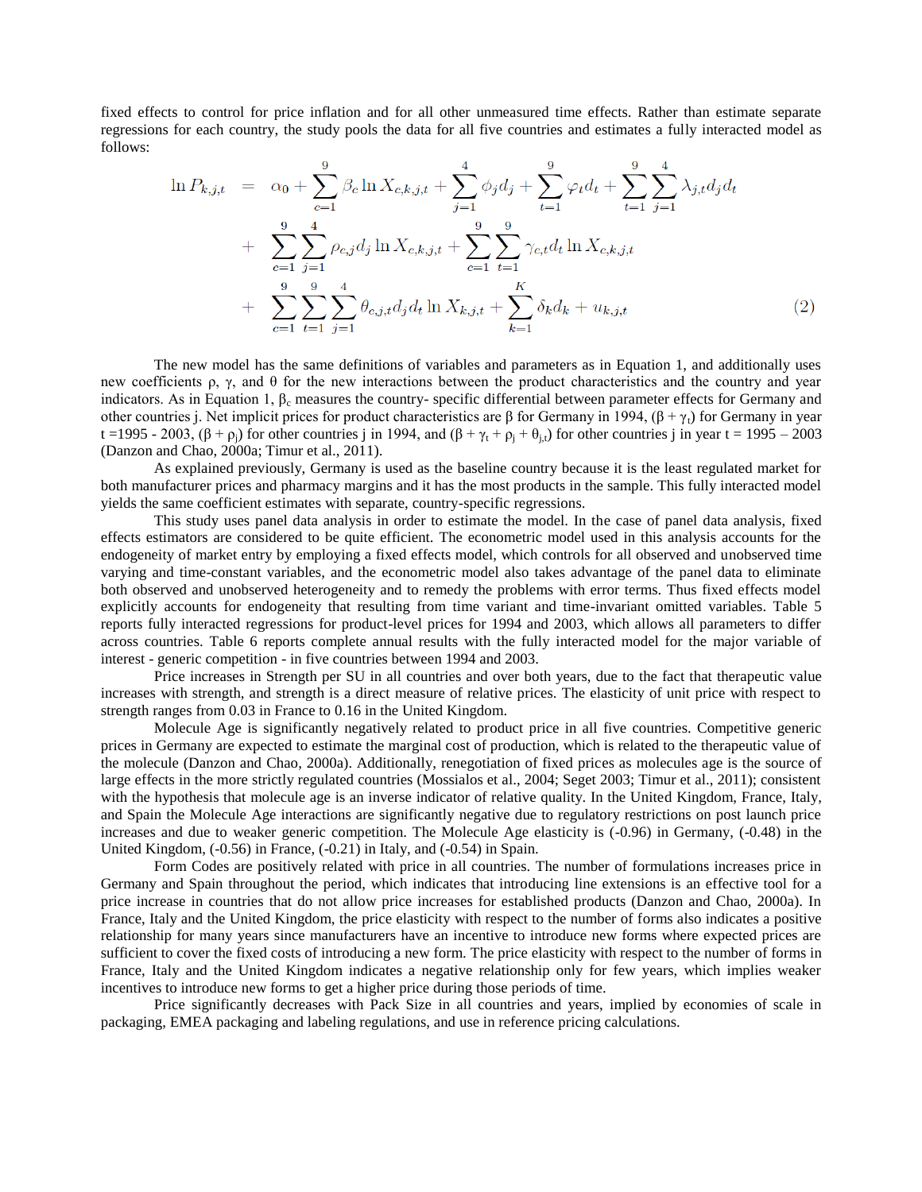fixed effects to control for price inflation and for all other unmeasured time effects. Rather than estimate separate regressions for each country, the study pools the data for all five countries and estimates a fully interacted model as follows:

$$
\begin{aligned}
\ln P_{k,j,t} &= \alpha_0 + \sum_{c=1}^{9} \beta_c \ln X_{c,k,j,t} + \sum_{j=1}^{4} \phi_j d_j + \sum_{t=1}^{9} \varphi_t d_t + \sum_{t=1}^{9}\sum_{j=1}^{4} \lambda_{j,t} d_j d_t \\
&+ \sum_{c=1}^{9}\sum_{j=1}^{4} \rho_{c,j} d_j \ln X_{c,k,j,t} + \sum_{c=1}^{9}\sum_{t=1}^{9} \gamma_{c,t} d_t \ln X_{c,k,j,t} \\
&+ \sum_{c=1}^{9}\sum_{t=1}^{9}\sum_{j=1}^{4} \theta_{c,j,t} d_j d_t \ln X_{k,j,t} + \sum_{k=1}^{K} \delta_k d_k + u_{k,j,t} \qquad (2)
\end{aligned}
$$

The new model has the same definitions of variables and parameters as in Equation 1, and additionally uses new coefficients ρ, γ, and θ for the new interactions between the product characteristics and the country and year indicators. As in Equation 1, $\beta_c$ measures the country- specific differential between parameter effects for Germany and other countries j. Net implicit prices for product characteristics are β for Germany in 1994, $(\beta + \gamma_t)$ for Germany in year t =1995 - 2003, $(\beta + \rho_j)$ for other countries j in 1994, and $(\beta + \gamma_t + \rho_j + \theta_{j,t})$ for other countries j in year t = 1995 – 2003 (Danzon and Chao, 2000a; Timur et al., 2011).

As explained previously, Germany is used as the baseline country because it is the least regulated market for both manufacturer prices and pharmacy margins and it has the most products in the sample. This fully interacted model yields the same coefficient estimates with separate, country-specific regressions.

This study uses panel data analysis in order to estimate the model. In the case of panel data analysis, fixed effects estimators are considered to be quite efficient. The econometric model used in this analysis accounts for the endogeneity of market entry by employing a fixed effects model, which controls for all observed and unobserved time varying and time-constant variables, and the econometric model also takes advantage of the panel data to eliminate both observed and unobserved heterogeneity and to remedy the problems with error terms. Thus fixed effects model explicitly accounts for endogeneity that resulting from time variant and time-invariant omitted variables. Table 5 reports fully interacted regressions for product-level prices for 1994 and 2003, which allows all parameters to differ across countries. Table 6 reports complete annual results with the fully interacted model for the major variable of interest - generic competition - in five countries between 1994 and 2003.

Price increases in Strength per SU in all countries and over both years, due to the fact that therapeutic value increases with strength, and strength is a direct measure of relative prices. The elasticity of unit price with respect to strength ranges from 0.03 in France to 0.16 in the United Kingdom.

Molecule Age is significantly negatively related to product price in all five countries. Competitive generic prices in Germany are expected to estimate the marginal cost of production, which is related to the therapeutic value of the molecule (Danzon and Chao, 2000a). Additionally, renegotiation of fixed prices as molecules age is the source of large effects in the more strictly regulated countries (Mossialos et al., 2004; Seget 2003; Timur et al., 2011); consistent with the hypothesis that molecule age is an inverse indicator of relative quality. In the United Kingdom, France, Italy, and Spain the Molecule Age interactions are significantly negative due to regulatory restrictions on post launch price increases and due to weaker generic competition. The Molecule Age elasticity is (-0.96) in Germany, (-0.48) in the United Kingdom, (-0.56) in France, (-0.21) in Italy, and (-0.54) in Spain.

Form Codes are positively related with price in all countries. The number of formulations increases price in Germany and Spain throughout the period, which indicates that introducing line extensions is an effective tool for a price increase in countries that do not allow price increases for established products (Danzon and Chao, 2000a). In France, Italy and the United Kingdom, the price elasticity with respect to the number of forms also indicates a positive relationship for many years since manufacturers have an incentive to introduce new forms where expected prices are sufficient to cover the fixed costs of introducing a new form. The price elasticity with respect to the number of forms in France, Italy and the United Kingdom indicates a negative relationship only for few years, which implies weaker incentives to introduce new forms to get a higher price during those periods of time.

Price significantly decreases with Pack Size in all countries and years, implied by economies of scale in packaging, EMEA packaging and labeling regulations, and use in reference pricing calculations.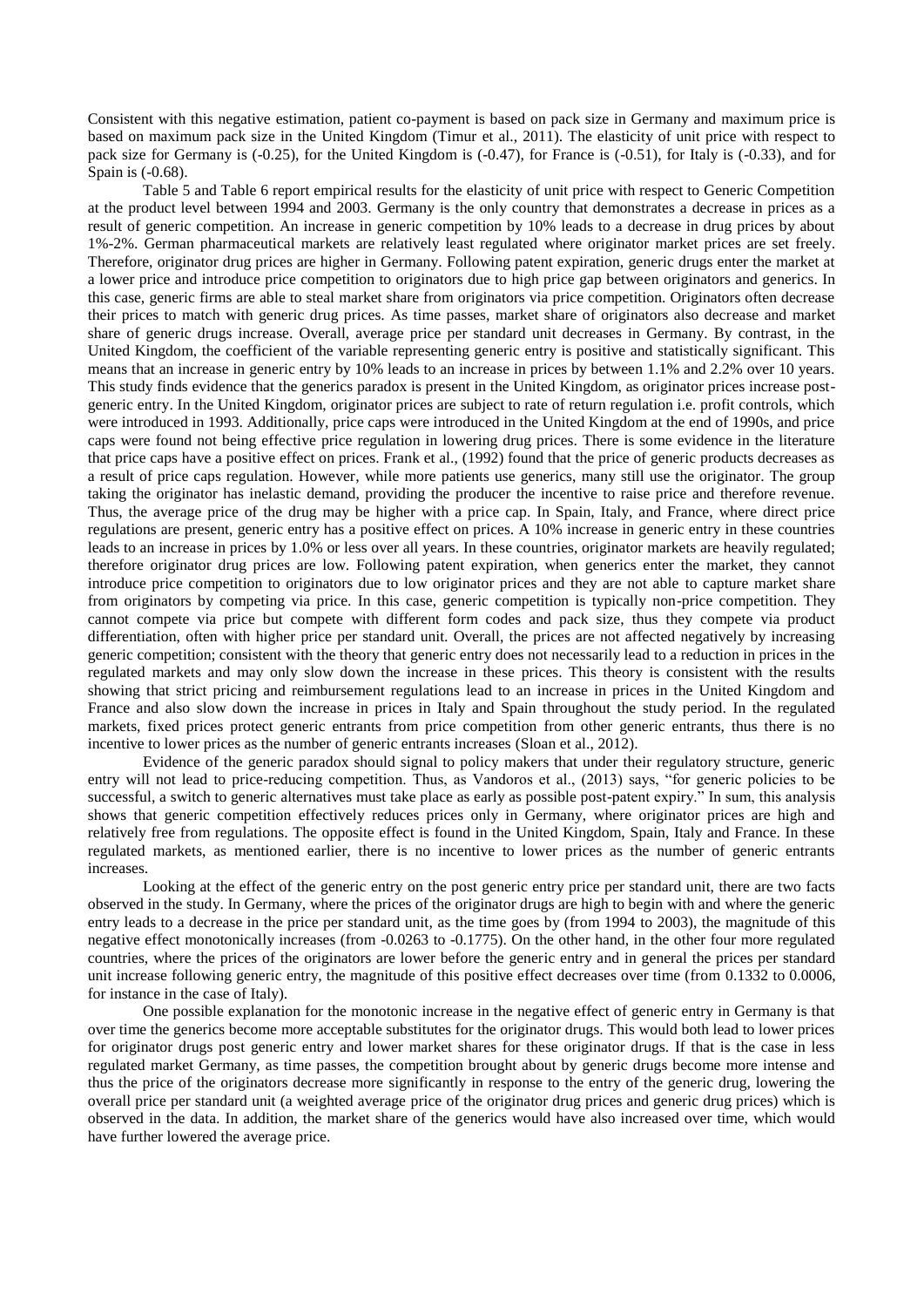Consistent with this negative estimation, patient co-payment is based on pack size in Germany and maximum price is based on maximum pack size in the United Kingdom (Timur et al., 2011). The elasticity of unit price with respect to pack size for Germany is (-0.25), for the United Kingdom is (-0.47), for France is (-0.51), for Italy is (-0.33), and for Spain is (-0.68).

Table 5 and Table 6 report empirical results for the elasticity of unit price with respect to Generic Competition at the product level between 1994 and 2003. Germany is the only country that demonstrates a decrease in prices as a result of generic competition. An increase in generic competition by 10% leads to a decrease in drug prices by about 1%-2%. German pharmaceutical markets are relatively least regulated where originator market prices are set freely. Therefore, originator drug prices are higher in Germany. Following patent expiration, generic drugs enter the market at a lower price and introduce price competition to originators due to high price gap between originators and generics. In this case, generic firms are able to steal market share from originators via price competition. Originators often decrease their prices to match with generic drug prices. As time passes, market share of originators also decrease and market share of generic drugs increase. Overall, average price per standard unit decreases in Germany. By contrast, in the United Kingdom, the coefficient of the variable representing generic entry is positive and statistically significant. This means that an increase in generic entry by 10% leads to an increase in prices by between 1.1% and 2.2% over 10 years. This study finds evidence that the generics paradox is present in the United Kingdom, as originator prices increase post-generic entry. In the United Kingdom, originator prices are subject to rate of return regulation i.e. profit controls, which were introduced in 1993. Additionally, price caps were introduced in the United Kingdom at the end of 1990s, and price caps were found not being effective price regulation in lowering drug prices. There is some evidence in the literature that price caps have a positive effect on prices. Frank et al., (1992) found that the price of generic products decreases as a result of price caps regulation. However, while more patients use generics, many still use the originator. The group taking the originator has inelastic demand, providing the producer the incentive to raise price and therefore revenue. Thus, the average price of the drug may be higher with a price cap. In Spain, Italy, and France, where direct price regulations are present, generic entry has a positive effect on prices. A 10% increase in generic entry in these countries leads to an increase in prices by 1.0% or less over all years. In these countries, originator markets are heavily regulated; therefore originator drug prices are low. Following patent expiration, when generics enter the market, they cannot introduce price competition to originators due to low originator prices and they are not able to capture market share from originators by competing via price. In this case, generic competition is typically non-price competition. They cannot compete via price but compete with different form codes and pack size, thus they compete via product differentiation, often with higher price per standard unit. Overall, the prices are not affected negatively by increasing generic competition; consistent with the theory that generic entry does not necessarily lead to a reduction in prices in the regulated markets and may only slow down the increase in these prices. This theory is consistent with the results showing that strict pricing and reimbursement regulations lead to an increase in prices in the United Kingdom and France and also slow down the increase in prices in Italy and Spain throughout the study period. In the regulated markets, fixed prices protect generic entrants from price competition from other generic entrants, thus there is no incentive to lower prices as the number of generic entrants increases (Sloan et al., 2012).

Evidence of the generic paradox should signal to policy makers that under their regulatory structure, generic entry will not lead to price-reducing competition. Thus, as Vandoros et al., (2013) says, "for generic policies to be successful, a switch to generic alternatives must take place as early as possible post-patent expiry." In sum, this analysis shows that generic competition effectively reduces prices only in Germany, where originator prices are high and relatively free from regulations. The opposite effect is found in the United Kingdom, Spain, Italy and France. In these regulated markets, as mentioned earlier, there is no incentive to lower prices as the number of generic entrants increases.

Looking at the effect of the generic entry on the post generic entry price per standard unit, there are two facts observed in the study. In Germany, where the prices of the originator drugs are high to begin with and where the generic entry leads to a decrease in the price per standard unit, as the time goes by (from 1994 to 2003), the magnitude of this negative effect monotonically increases (from -0.0263 to -0.1775). On the other hand, in the other four more regulated countries, where the prices of the originators are lower before the generic entry and in general the prices per standard unit increase following generic entry, the magnitude of this positive effect decreases over time (from 0.1332 to 0.0006, for instance in the case of Italy).

One possible explanation for the monotonic increase in the negative effect of generic entry in Germany is that over time the generics become more acceptable substitutes for the originator drugs. This would both lead to lower prices for originator drugs post generic entry and lower market shares for these originator drugs. If that is the case in less regulated market Germany, as time passes, the competition brought about by generic drugs become more intense and thus the price of the originators decrease more significantly in response to the entry of the generic drug, lowering the overall price per standard unit (a weighted average price of the originator drug prices and generic drug prices) which is observed in the data. In addition, the market share of the generics would have also increased over time, which would have further lowered the average price.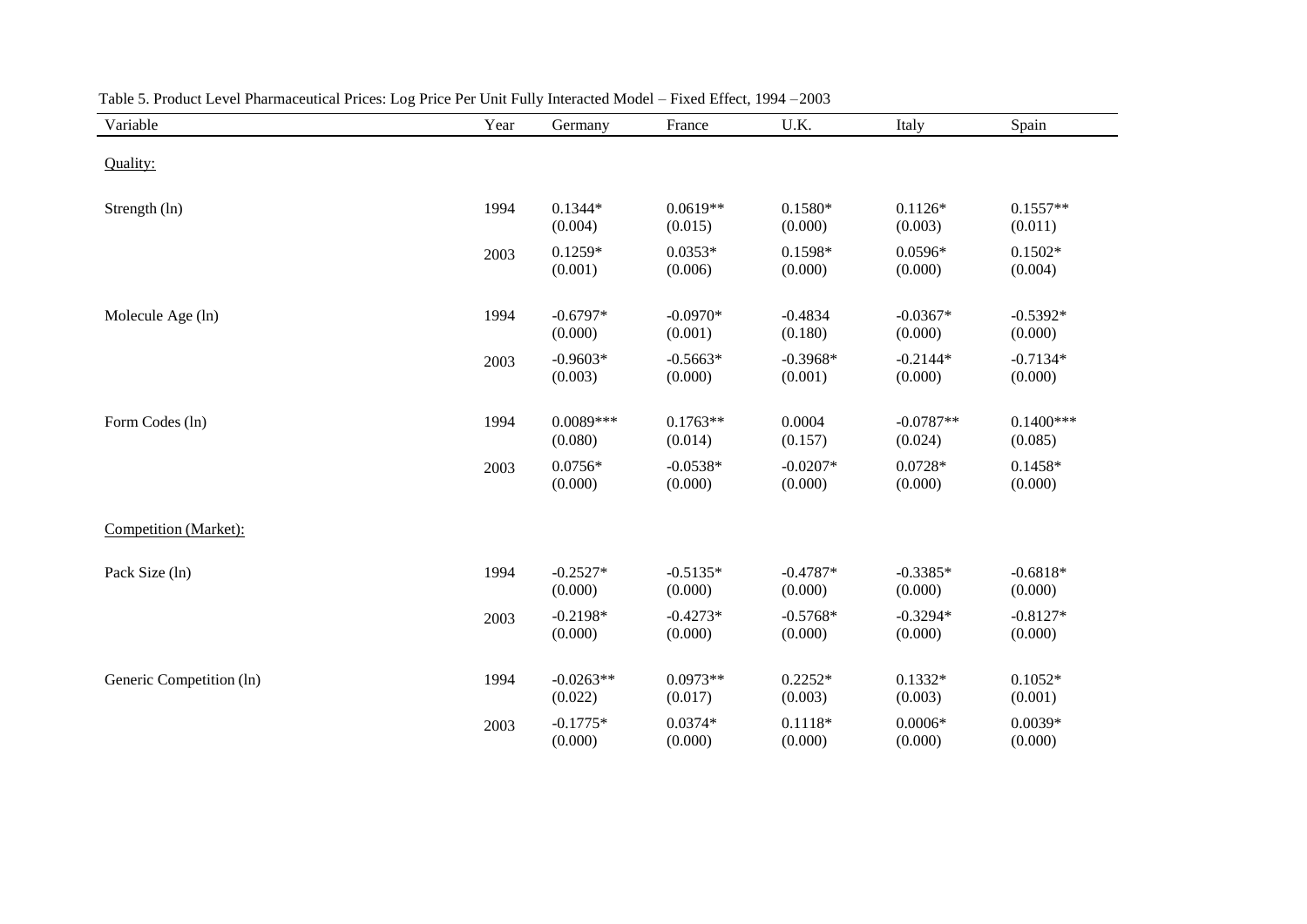Table 5. Product Level Pharmaceutical Prices: Log Price Per Unit Fully Interacted Model – Fixed Effect, 1994 –2003

| Variable | Year | Germany | France | U.K. | Italy | Spain |
|---|---|---|---|---|---|---|
| Quality: | | | | | | |
| Strength (ln) | 1994 | 0.1344* (0.004) | 0.0619** (0.015) | 0.1580* (0.000) | 0.1126* (0.003) | 0.1557** (0.011) |
| | 2003 | 0.1259* (0.001) | 0.0353* (0.006) | 0.1598* (0.000) | 0.0596* (0.000) | 0.1502* (0.004) |
| Molecule Age (ln) | 1994 | -0.6797* (0.000) | -0.0970* (0.001) | -0.4834 (0.180) | -0.0367* (0.000) | -0.5392* (0.000) |
| | 2003 | -0.9603* (0.003) | -0.5663* (0.000) | -0.3968* (0.001) | -0.2144* (0.000) | -0.7134* (0.000) |
| Form Codes (ln) | 1994 | 0.0089*** (0.080) | 0.1763** (0.014) | 0.0004 (0.157) | -0.0787** (0.024) | 0.1400*** (0.085) |
| | 2003 | 0.0756* (0.000) | -0.0538* (0.000) | -0.0207* (0.000) | 0.0728* (0.000) | 0.1458* (0.000) |
| Competition (Market): | | | | | | |
| Pack Size (ln) | 1994 | -0.2527* (0.000) | -0.5135* (0.000) | -0.4787* (0.000) | -0.3385* (0.000) | -0.6818* (0.000) |
| | 2003 | -0.2198* (0.000) | -0.4273* (0.000) | -0.5768* (0.000) | -0.3294* (0.000) | -0.8127* (0.000) |
| Generic Competition (ln) | 1994 | -0.0263** (0.022) | 0.0973** (0.017) | 0.2252* (0.003) | 0.1332* (0.003) | 0.1052* (0.001) |
| | 2003 | -0.1775* (0.000) | 0.0374* (0.000) | 0.1118* (0.000) | 0.0006* (0.000) | 0.0039* (0.000) |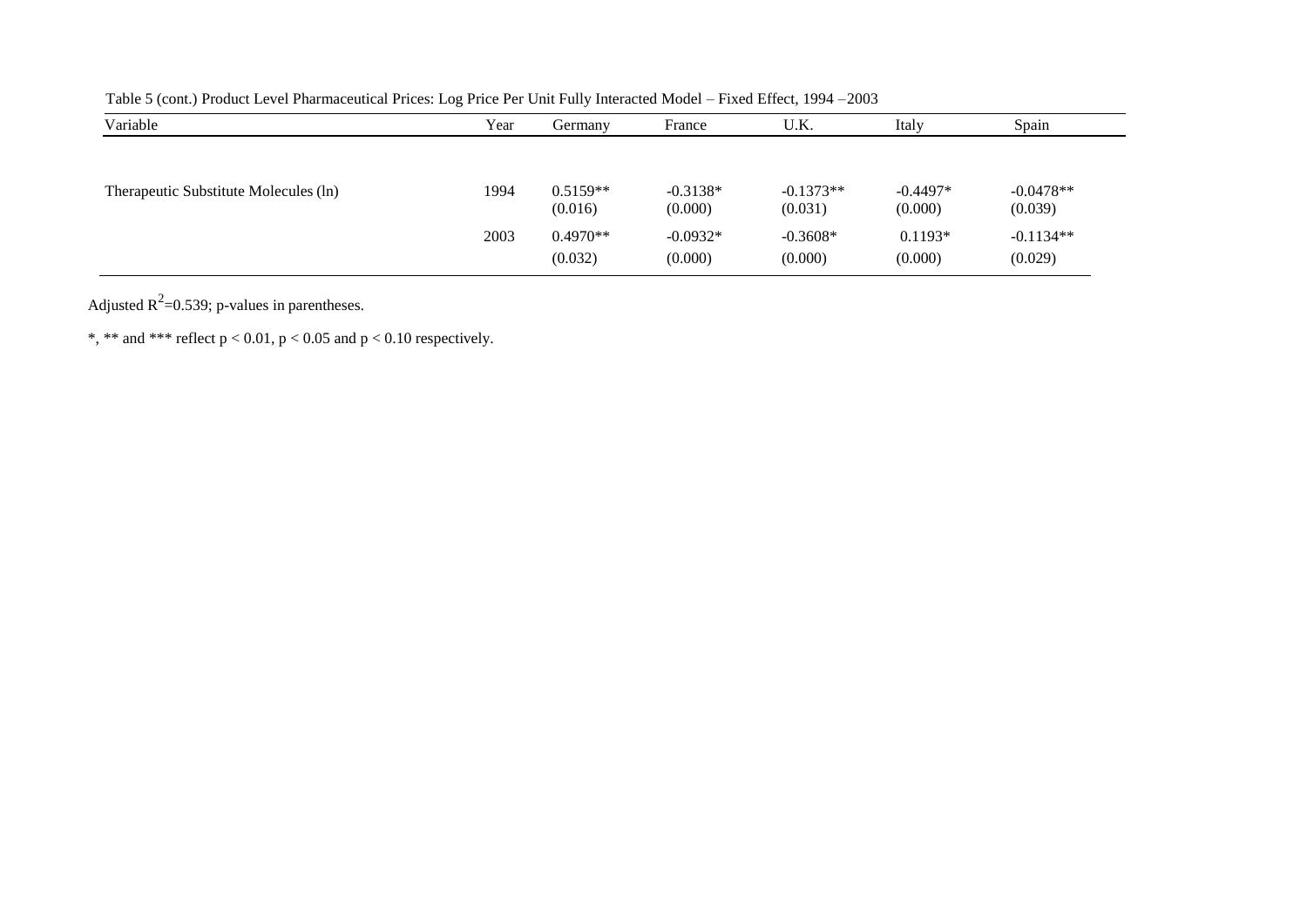Table 5 (cont.) Product Level Pharmaceutical Prices: Log Price Per Unit Fully Interacted Model – Fixed Effect, 1994 –2003

| Variable | Year | Germany | France | U.K. | Italy | Spain |
|---|---|---|---|---|---|---|
| Therapeutic Substitute Molecules (ln) | 1994 | 0.5159** (0.016) | -0.3138* (0.000) | -0.1373** (0.031) | -0.4497* (0.000) | -0.0478** (0.039) |
| | 2003 | 0.4970** (0.032) | -0.0932* (0.000) | -0.3608* (0.000) | 0.1193* (0.000) | -0.1134** (0.029) |

Adjusted $R^2$=0.539; p-values in parentheses.

*, ** and *** reflect $p < 0.01$, $p < 0.05$ and $p < 0.10$ respectively.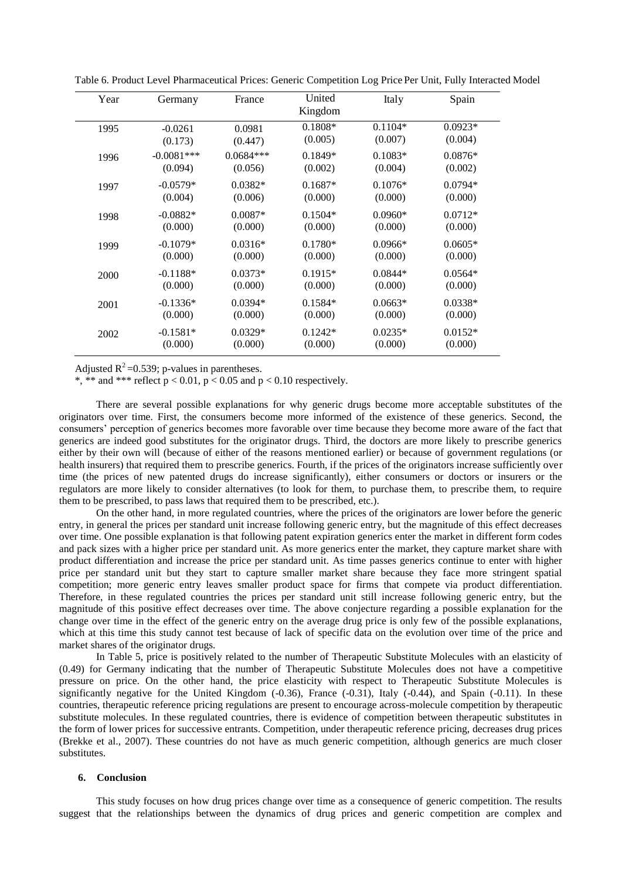Table 6. Product Level Pharmaceutical Prices: Generic Competition Log Price Per Unit, Fully Interacted Model

| Year | Germany | France | United Kingdom | Italy | Spain |
|---|---|---|---|---|---|
| 1995 | -0.0261 | 0.0981 | 0.1808* | 0.1104* | 0.0923* |
| | (0.173) | (0.447) | (0.005) | (0.007) | (0.004) |
| 1996 | -0.0081*** | 0.0684*** | 0.1849* | 0.1083* | 0.0876* |
| | (0.094) | (0.056) | (0.002) | (0.004) | (0.002) |
| 1997 | -0.0579* | 0.0382* | 0.1687* | 0.1076* | 0.0794* |
| | (0.004) | (0.006) | (0.000) | (0.000) | (0.000) |
| 1998 | -0.0882* | 0.0087* | 0.1504* | 0.0960* | 0.0712* |
| | (0.000) | (0.000) | (0.000) | (0.000) | (0.000) |
| 1999 | -0.1079* | 0.0316* | 0.1780* | 0.0966* | 0.0605* |
| | (0.000) | (0.000) | (0.000) | (0.000) | (0.000) |
| 2000 | -0.1188* | 0.0373* | 0.1915* | 0.0844* | 0.0564* |
| | (0.000) | (0.000) | (0.000) | (0.000) | (0.000) |
| 2001 | -0.1336* | 0.0394* | 0.1584* | 0.0663* | 0.0338* |
| | (0.000) | (0.000) | (0.000) | (0.000) | (0.000) |
| 2002 | -0.1581* | 0.0329* | 0.1242* | 0.0235* | 0.0152* |
| | (0.000) | (0.000) | (0.000) | (0.000) | (0.000) |

Adjusted $R^2$=0.539; p-values in parentheses.

*, ** and *** reflect $p < 0.01$, $p < 0.05$ and $p < 0.10$ respectively.

There are several possible explanations for why generic drugs become more acceptable substitutes of the originators over time. First, the consumers become more informed of the existence of these generics. Second, the consumers' perception of generics becomes more favorable over time because they become more aware of the fact that generics are indeed good substitutes for the originator drugs. Third, the doctors are more likely to prescribe generics either by their own will (because of either of the reasons mentioned earlier) or because of government regulations (or health insurers) that required them to prescribe generics. Fourth, if the prices of the originators increase sufficiently over time (the prices of new patented drugs do increase significantly), either consumers or doctors or insurers or the regulators are more likely to consider alternatives (to look for them, to purchase them, to prescribe them, to require them to be prescribed, to pass laws that required them to be prescribed, etc.).

On the other hand, in more regulated countries, where the prices of the originators are lower before the generic entry, in general the prices per standard unit increase following generic entry, but the magnitude of this effect decreases over time. One possible explanation is that following patent expiration generics enter the market in different form codes and pack sizes with a higher price per standard unit. As more generics enter the market, they capture market share with product differentiation and increase the price per standard unit. As time passes generics continue to enter with higher price per standard unit but they start to capture smaller market share because they face more stringent spatial competition; more generic entry leaves smaller product space for firms that compete via product differentiation. Therefore, in these regulated countries the prices per standard unit still increase following generic entry, but the magnitude of this positive effect decreases over time. The above conjecture regarding a possible explanation for the change over time in the effect of the generic entry on the average drug price is only few of the possible explanations, which at this time this study cannot test because of lack of specific data on the evolution over time of the price and market shares of the originator drugs.

In Table 5, price is positively related to the number of Therapeutic Substitute Molecules with an elasticity of (0.49) for Germany indicating that the number of Therapeutic Substitute Molecules does not have a competitive pressure on price. On the other hand, the price elasticity with respect to Therapeutic Substitute Molecules is significantly negative for the United Kingdom (-0.36), France (-0.31), Italy (-0.44), and Spain (-0.11). In these countries, therapeutic reference pricing regulations are present to encourage across-molecule competition by therapeutic substitute molecules. In these regulated countries, there is evidence of competition between therapeutic substitutes in the form of lower prices for successive entrants. Competition, under therapeutic reference pricing, decreases drug prices (Brekke et al., 2007). These countries do not have as much generic competition, although generics are much closer substitutes.

## 6. Conclusion

This study focuses on how drug prices change over time as a consequence of generic competition. The results suggest that the relationships between the dynamics of drug prices and generic competition are complex and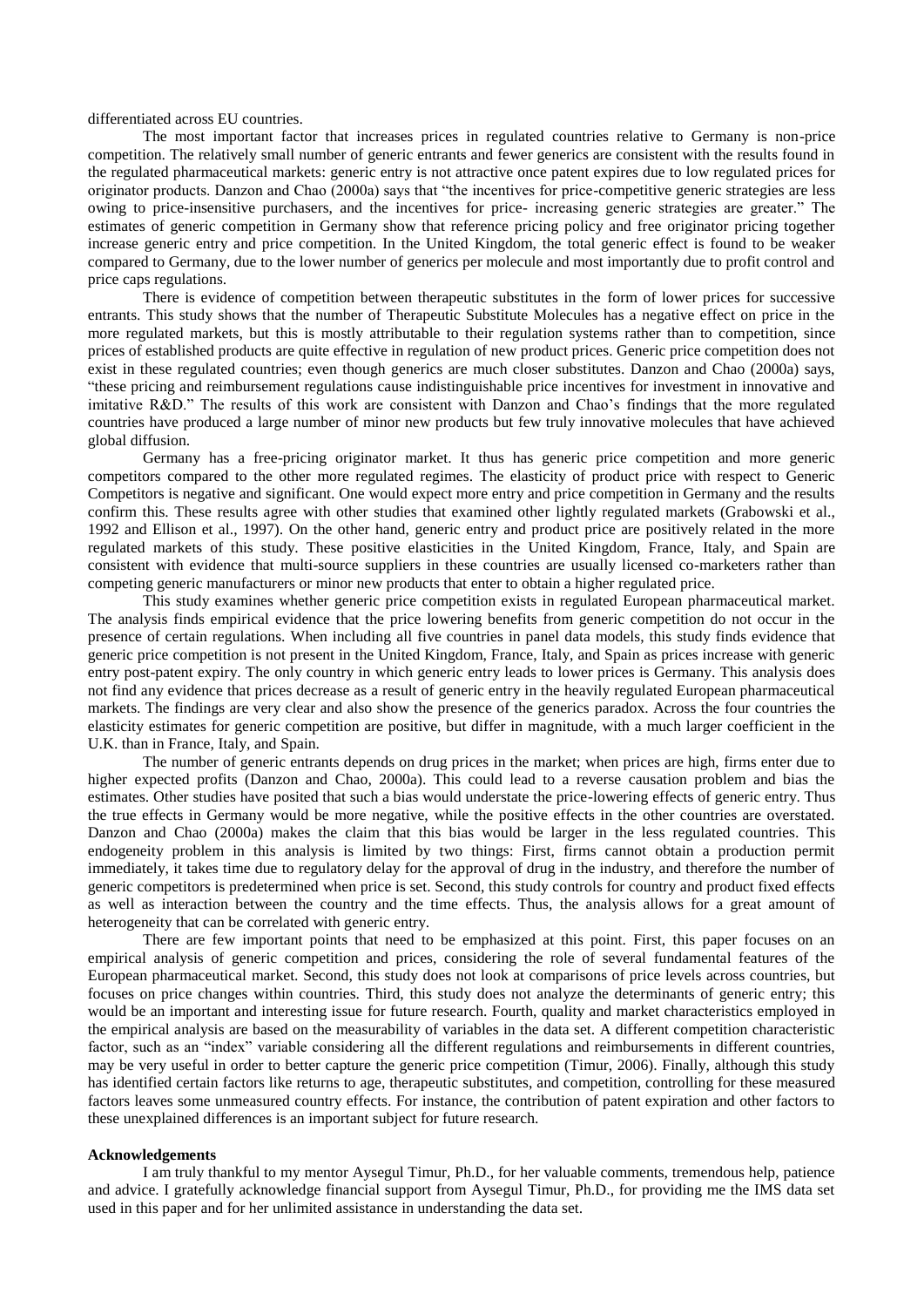differentiated across EU countries.

The most important factor that increases prices in regulated countries relative to Germany is non-price competition. The relatively small number of generic entrants and fewer generics are consistent with the results found in the regulated pharmaceutical markets: generic entry is not attractive once patent expires due to low regulated prices for originator products. Danzon and Chao (2000a) says that "the incentives for price-competitive generic strategies are less owing to price-insensitive purchasers, and the incentives for price- increasing generic strategies are greater." The estimates of generic competition in Germany show that reference pricing policy and free originator pricing together increase generic entry and price competition. In the United Kingdom, the total generic effect is found to be weaker compared to Germany, due to the lower number of generics per molecule and most importantly due to profit control and price caps regulations.

There is evidence of competition between therapeutic substitutes in the form of lower prices for successive entrants. This study shows that the number of Therapeutic Substitute Molecules has a negative effect on price in the more regulated markets, but this is mostly attributable to their regulation systems rather than to competition, since prices of established products are quite effective in regulation of new product prices. Generic price competition does not exist in these regulated countries; even though generics are much closer substitutes. Danzon and Chao (2000a) says, "these pricing and reimbursement regulations cause indistinguishable price incentives for investment in innovative and imitative R&D." The results of this work are consistent with Danzon and Chao's findings that the more regulated countries have produced a large number of minor new products but few truly innovative molecules that have achieved global diffusion.

Germany has a free-pricing originator market. It thus has generic price competition and more generic competitors compared to the other more regulated regimes. The elasticity of product price with respect to Generic Competitors is negative and significant. One would expect more entry and price competition in Germany and the results confirm this. These results agree with other studies that examined other lightly regulated markets (Grabowski et al., 1992 and Ellison et al., 1997). On the other hand, generic entry and product price are positively related in the more regulated markets of this study. These positive elasticities in the United Kingdom, France, Italy, and Spain are consistent with evidence that multi-source suppliers in these countries are usually licensed co-marketers rather than competing generic manufacturers or minor new products that enter to obtain a higher regulated price.

This study examines whether generic price competition exists in regulated European pharmaceutical market. The analysis finds empirical evidence that the price lowering benefits from generic competition do not occur in the presence of certain regulations. When including all five countries in panel data models, this study finds evidence that generic price competition is not present in the United Kingdom, France, Italy, and Spain as prices increase with generic entry post-patent expiry. The only country in which generic entry leads to lower prices is Germany. This analysis does not find any evidence that prices decrease as a result of generic entry in the heavily regulated European pharmaceutical markets. The findings are very clear and also show the presence of the generics paradox. Across the four countries the elasticity estimates for generic competition are positive, but differ in magnitude, with a much larger coefficient in the U.K. than in France, Italy, and Spain.

The number of generic entrants depends on drug prices in the market; when prices are high, firms enter due to higher expected profits (Danzon and Chao, 2000a). This could lead to a reverse causation problem and bias the estimates. Other studies have posited that such a bias would understate the price-lowering effects of generic entry. Thus the true effects in Germany would be more negative, while the positive effects in the other countries are overstated. Danzon and Chao (2000a) makes the claim that this bias would be larger in the less regulated countries. This endogeneity problem in this analysis is limited by two things: First, firms cannot obtain a production permit immediately, it takes time due to regulatory delay for the approval of drug in the industry, and therefore the number of generic competitors is predetermined when price is set. Second, this study controls for country and product fixed effects as well as interaction between the country and the time effects. Thus, the analysis allows for a great amount of heterogeneity that can be correlated with generic entry.

There are few important points that need to be emphasized at this point. First, this paper focuses on an empirical analysis of generic competition and prices, considering the role of several fundamental features of the European pharmaceutical market. Second, this study does not look at comparisons of price levels across countries, but focuses on price changes within countries. Third, this study does not analyze the determinants of generic entry; this would be an important and interesting issue for future research. Fourth, quality and market characteristics employed in the empirical analysis are based on the measurability of variables in the data set. A different competition characteristic factor, such as an "index" variable considering all the different regulations and reimbursements in different countries, may be very useful in order to better capture the generic price competition (Timur, 2006). Finally, although this study has identified certain factors like returns to age, therapeutic substitutes, and competition, controlling for these measured factors leaves some unmeasured country effects. For instance, the contribution of patent expiration and other factors to these unexplained differences is an important subject for future research.

**Acknowledgements**

I am truly thankful to my mentor Aysegul Timur, Ph.D., for her valuable comments, tremendous help, patience and advice. I gratefully acknowledge financial support from Aysegul Timur, Ph.D., for providing me the IMS data set used in this paper and for her unlimited assistance in understanding the data set.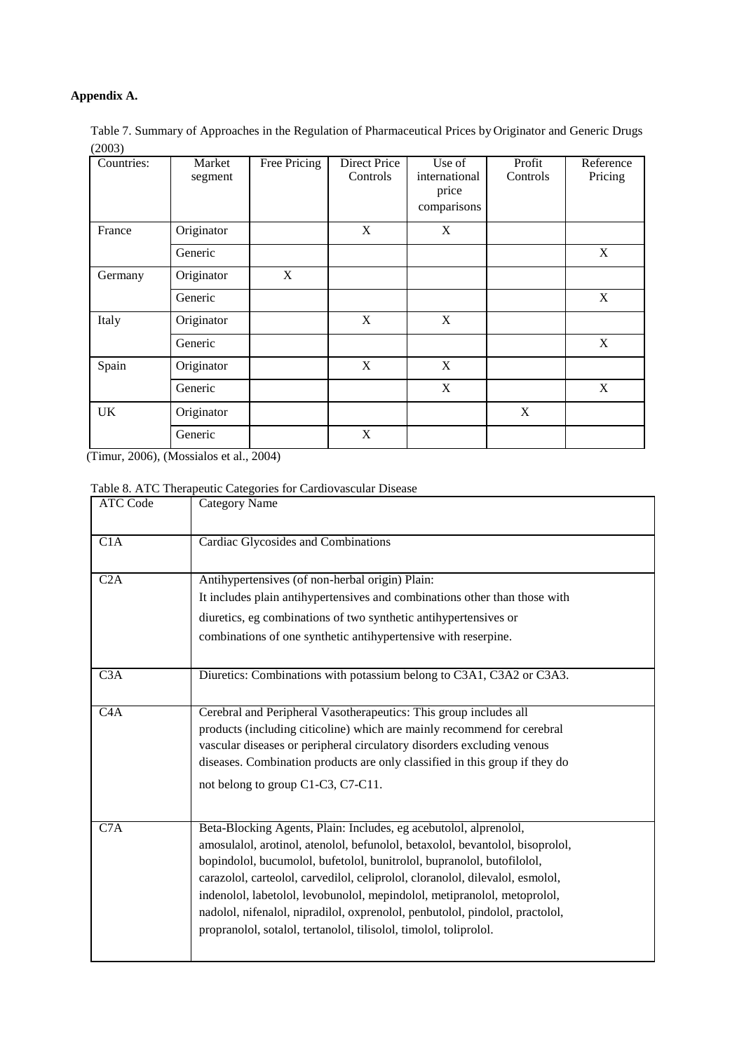**Appendix A.**

Table 7. Summary of Approaches in the Regulation of Pharmaceutical Prices by Originator and Generic Drugs (2003)

| Countries: | Market segment | Free Pricing | Direct Price Controls | Use of international price comparisons | Profit Controls | Reference Pricing |
|---|---|---|---|---|---|---|
| France | Originator | | X | X | | |
| | Generic | | | | | X |
| Germany | Originator | X | | | | |
| | Generic | | | | | X |
| Italy | Originator | | X | X | | |
| | Generic | | | | | X |
| Spain | Originator | | X | X | | |
| | Generic | | | X | | X |
| UK | Originator | | | | X | |
| | Generic | | X | | | |

(Timur, 2006), (Mossialos et al., 2004)

Table 8. ATC Therapeutic Categories for Cardiovascular Disease

| ATC Code | Category Name |
|---|---|
| C1A | Cardiac Glycosides and Combinations |
| C2A | Antihypertensives (of non-herbal origin) Plain: It includes plain antihypertensives and combinations other than those with diuretics, eg combinations of two synthetic antihypertensives or combinations of one synthetic antihypertensive with reserpine. |
| C3A | Diuretics: Combinations with potassium belong to C3A1, C3A2 or C3A3. |
| C4A | Cerebral and Peripheral Vasotherapeutics: This group includes all products (including citicoline) which are mainly recommend for cerebral vascular diseases or peripheral circulatory disorders excluding venous diseases. Combination products are only classified in this group if they do not belong to group C1-C3, C7-C11. |
| C7A | Beta-Blocking Agents, Plain: Includes, eg acebutolol, alprenolol, amosulalol, arotinol, atenolol, befunolol, betaxolol, bevantolol, bisoprolol, bopindolol, bucumolol, bufetolol, bunitrolol, bupranolol, butofilolol, carazolol, carteolol, carvedilol, celiprolol, cloranolol, dilevalol, esmolol, indenolol, labetolol, levobunolol, mepindolol, metipranolol, metoprolol, nadolol, nifenalol, nipradilol, oxprenolol, penbutolol, pindolol, practolol, propranolol, sotalol, tertanolol, tilisolol, timolol, toliprolol. |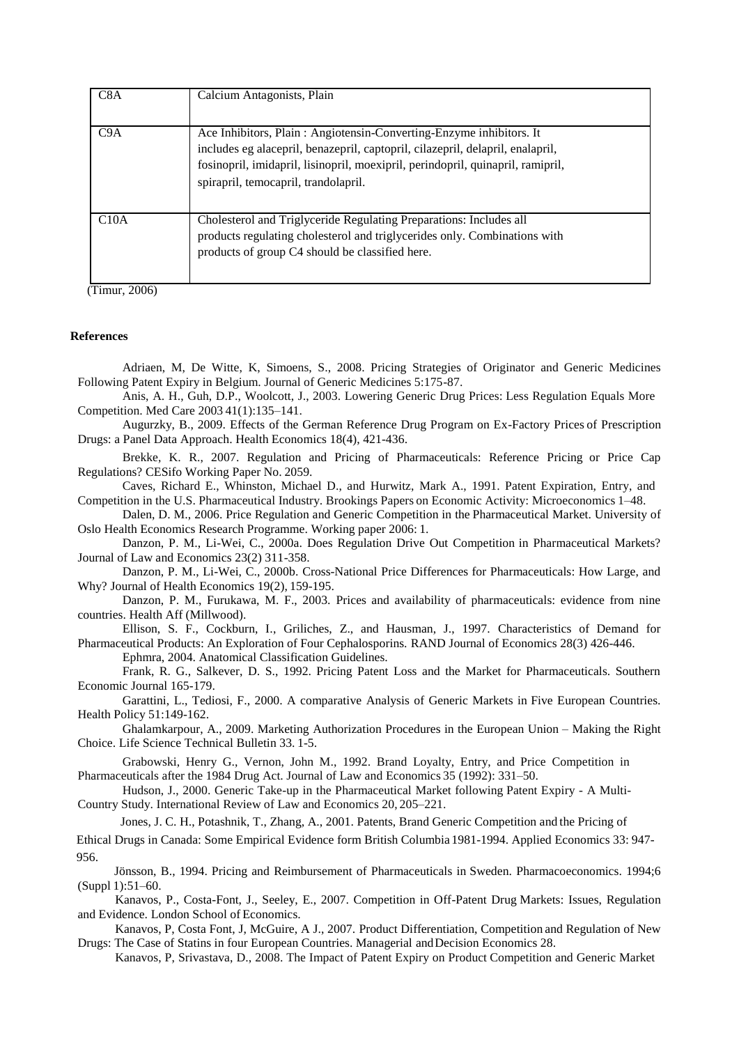| | |
|---|---|
| C8A | Calcium Antagonists, Plain |
| C9A | Ace Inhibitors, Plain : Angiotensin-Converting-Enzyme inhibitors. It includes eg alacepril, benazepril, captopril, cilazepril, delapril, enalapril, fosinopril, imidapril, lisinopril, moexipril, perindopril, quinapril, ramipril, spirapril, temocapril, trandolapril. |
| C10A | Cholesterol and Triglyceride Regulating Preparations: Includes all products regulating cholesterol and triglycerides only. Combinations with products of group C4 should be classified here. |

(Timur, 2006)

**References**

Adriaen, M, De Witte, K, Simoens, S., 2008. Pricing Strategies of Originator and Generic Medicines Following Patent Expiry in Belgium. Journal of Generic Medicines 5:175-87.

Anis, A. H., Guh, D.P., Woolcott, J., 2003. Lowering Generic Drug Prices: Less Regulation Equals More Competition. Med Care 2003 41(1):135–141.

Augurzky, B., 2009. Effects of the German Reference Drug Program on Ex-Factory Prices of Prescription Drugs: a Panel Data Approach. Health Economics 18(4), 421-436.

Brekke, K. R., 2007. Regulation and Pricing of Pharmaceuticals: Reference Pricing or Price Cap Regulations? CESifo Working Paper No. 2059.

Caves, Richard E., Whinston, Michael D., and Hurwitz, Mark A., 1991. Patent Expiration, Entry, and Competition in the U.S. Pharmaceutical Industry. Brookings Papers on Economic Activity: Microeconomics 1–48.

Dalen, D. M., 2006. Price Regulation and Generic Competition in the Pharmaceutical Market. University of Oslo Health Economics Research Programme. Working paper 2006: 1.

Danzon, P. M., Li-Wei, C., 2000a. Does Regulation Drive Out Competition in Pharmaceutical Markets? Journal of Law and Economics 23(2) 311-358.

Danzon, P. M., Li-Wei, C., 2000b. Cross-National Price Differences for Pharmaceuticals: How Large, and Why? Journal of Health Economics 19(2), 159-195.

Danzon, P. M., Furukawa, M. F., 2003. Prices and availability of pharmaceuticals: evidence from nine countries. Health Aff (Millwood).

Ellison, S. F., Cockburn, I., Griliches, Z., and Hausman, J., 1997. Characteristics of Demand for Pharmaceutical Products: An Exploration of Four Cephalosporins. RAND Journal of Economics 28(3) 426-446.

Ephmra, 2004. Anatomical Classification Guidelines.

Frank, R. G., Salkever, D. S., 1992. Pricing Patent Loss and the Market for Pharmaceuticals. Southern Economic Journal 165-179.

Garattini, L., Tediosi, F., 2000. A comparative Analysis of Generic Markets in Five European Countries. Health Policy 51:149-162.

Ghalamkarpour, A., 2009. Marketing Authorization Procedures in the European Union – Making the Right Choice. Life Science Technical Bulletin 33. 1-5.

Grabowski, Henry G., Vernon, John M., 1992. Brand Loyalty, Entry, and Price Competition in Pharmaceuticals after the 1984 Drug Act. Journal of Law and Economics 35 (1992): 331–50.

Hudson, J., 2000. Generic Take-up in the Pharmaceutical Market following Patent Expiry - A Multi-Country Study. International Review of Law and Economics 20, 205–221.

Jones, J. C. H., Potashnik, T., Zhang, A., 2001. Patents, Brand Generic Competition and the Pricing of Ethical Drugs in Canada: Some Empirical Evidence form British Columbia 1981-1994. Applied Economics 33: 947-956.

Jönsson, B., 1994. Pricing and Reimbursement of Pharmaceuticals in Sweden. Pharmacoeconomics. 1994;6 (Suppl 1):51–60.

Kanavos, P., Costa-Font, J., Seeley, E., 2007. Competition in Off-Patent Drug Markets: Issues, Regulation and Evidence. London School of Economics.

Kanavos, P, Costa Font, J, McGuire, A J., 2007. Product Differentiation, Competition and Regulation of New Drugs: The Case of Statins in four European Countries. Managerial and Decision Economics 28.

Kanavos, P, Srivastava, D., 2008. The Impact of Patent Expiry on Product Competition and Generic Market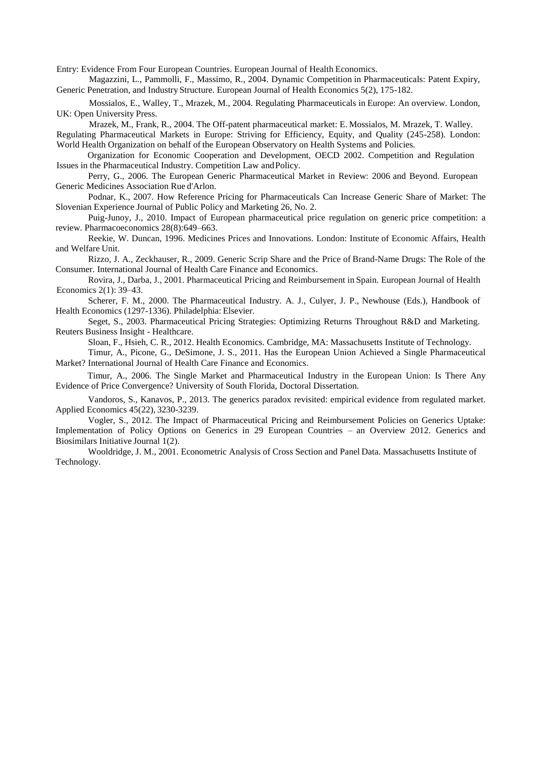Entry: Evidence From Four European Countries. European Journal of Health Economics.

Magazzini, L., Pammolli, F., Massimo, R., 2004. Dynamic Competition in Pharmaceuticals: Patent Expiry, Generic Penetration, and Industry Structure. European Journal of Health Economics 5(2), 175-182.

Mossialos, E., Walley, T., Mrazek, M., 2004. Regulating Pharmaceuticals in Europe: An overview. London, UK: Open University Press.

Mrazek, M., Frank, R., 2004. The Off-patent pharmaceutical market: E. Mossialos, M. Mrazek, T. Walley. Regulating Pharmaceutical Markets in Europe: Striving for Efficiency, Equity, and Quality (245-258). London: World Health Organization on behalf of the European Observatory on Health Systems and Policies.

Organization for Economic Cooperation and Development, OECD 2002. Competition and Regulation Issues in the Pharmaceutical Industry. Competition Law and Policy.

Perry, G., 2006. The European Generic Pharmaceutical Market in Review: 2006 and Beyond. European Generic Medicines Association Rue d'Arlon.

Podnar, K., 2007. How Reference Pricing for Pharmaceuticals Can Increase Generic Share of Market: The Slovenian Experience Journal of Public Policy and Marketing 26, No. 2.

Puig-Junoy, J., 2010. Impact of European pharmaceutical price regulation on generic price competition: a review. Pharmacoeconomics 28(8):649–663.

Reekie, W. Duncan, 1996. Medicines Prices and Innovations. London: Institute of Economic Affairs, Health and Welfare Unit.

Rizzo, J. A., Zeckhauser, R., 2009. Generic Scrip Share and the Price of Brand-Name Drugs: The Role of the Consumer. International Journal of Health Care Finance and Economics.

Rovira, J., Darba, J., 2001. Pharmaceutical Pricing and Reimbursement in Spain. European Journal of Health Economics 2(1): 39–43.

Scherer, F. M., 2000. The Pharmaceutical Industry. A. J., Culyer, J. P., Newhouse (Eds.), Handbook of Health Economics (1297-1336). Philadelphia: Elsevier.

Seget, S., 2003. Pharmaceutical Pricing Strategies: Optimizing Returns Throughout R&D and Marketing. Reuters Business Insight - Healthcare.

Sloan, F., Hsieh, C. R., 2012. Health Economics. Cambridge, MA: Massachusetts Institute of Technology.

Timur, A., Picone, G., DeSimone, J. S., 2011. Has the European Union Achieved a Single Pharmaceutical Market? International Journal of Health Care Finance and Economics.

Timur, A., 2006. The Single Market and Pharmaceutical Industry in the European Union: Is There Any Evidence of Price Convergence? University of South Florida, Doctoral Dissertation.

Vandoros, S., Kanavos, P., 2013. The generics paradox revisited: empirical evidence from regulated market. Applied Economics 45(22), 3230-3239.

Vogler, S., 2012. The Impact of Pharmaceutical Pricing and Reimbursement Policies on Generics Uptake: Implementation of Policy Options on Generics in 29 European Countries – an Overview 2012. Generics and Biosimilars Initiative Journal 1(2).

Wooldridge, J. M., 2001. Econometric Analysis of Cross Section and Panel Data. Massachusetts Institute of Technology.